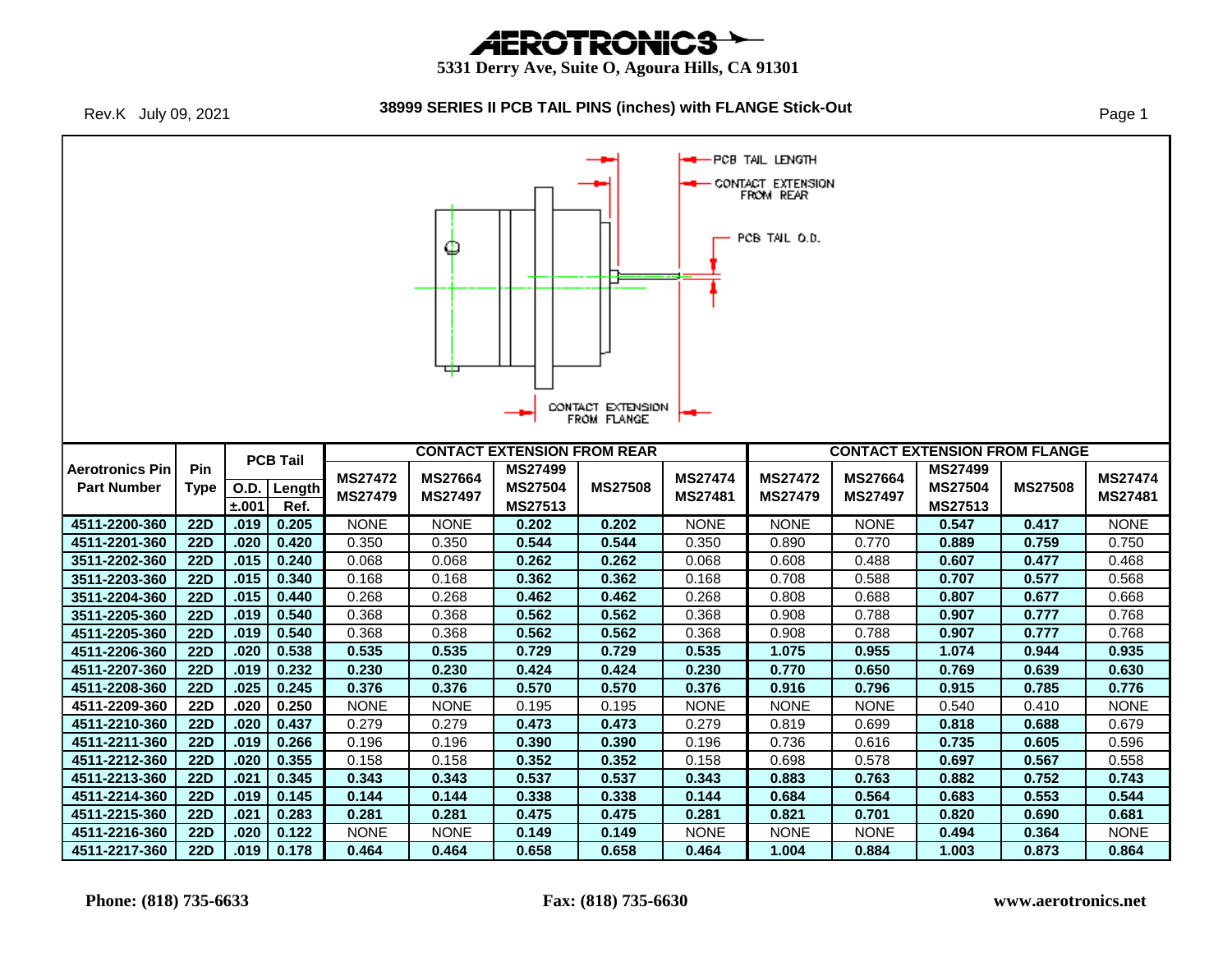# AEROTRONICS

**5331 Derry Ave, Suite O, Agoura Hills, CA 91301**

Rev.K July 09, 2021

## 38999 SERIES II PCB TAIL PINS (inches) with FLANGE Stick-Out

PCB TAIL LENGTH

CONTACT EXTENSION FROM REAR

PCB TAIL O.D.

CONTACT EXTENSION FROM FLANGE

| Aerotronics Pin Part Number | Pin Type | PCB Tail | | CONTACT EXTENSION FROM REAR | | | | | CONTACT EXTENSION FROM FLANGE | | | | |
|---|---|---|---|---|---|---|---|---|---|---|---|---|---|
| | | O.D. ±.001 | Length Ref. | MS27472 MS27479 | MS27664 MS27497 | MS27499 MS27504 MS27513 | MS27508 | MS27474 MS27481 | MS27472 MS27479 | MS27664 MS27497 | MS27499 MS27504 MS27513 | MS27508 | MS27474 MS27481 |
| 4511-2200-360 | 22D | .019 | 0.205 | NONE | NONE | 0.202 | 0.202 | NONE | NONE | NONE | 0.547 | 0.417 | NONE |
| 4511-2201-360 | 22D | .020 | 0.420 | 0.350 | 0.350 | 0.544 | 0.544 | 0.350 | 0.890 | 0.770 | 0.889 | 0.759 | 0.750 |
| 3511-2202-360 | 22D | .015 | 0.240 | 0.068 | 0.068 | 0.262 | 0.262 | 0.068 | 0.608 | 0.488 | 0.607 | 0.477 | 0.468 |
| 3511-2203-360 | 22D | .015 | 0.340 | 0.168 | 0.168 | 0.362 | 0.362 | 0.168 | 0.708 | 0.588 | 0.707 | 0.577 | 0.568 |
| 3511-2204-360 | 22D | .015 | 0.440 | 0.268 | 0.268 | 0.462 | 0.462 | 0.268 | 0.808 | 0.688 | 0.807 | 0.677 | 0.668 |
| 3511-2205-360 | 22D | .019 | 0.540 | 0.368 | 0.368 | 0.562 | 0.562 | 0.368 | 0.908 | 0.788 | 0.907 | 0.777 | 0.768 |
| 4511-2205-360 | 22D | .019 | 0.540 | 0.368 | 0.368 | 0.562 | 0.562 | 0.368 | 0.908 | 0.788 | 0.907 | 0.777 | 0.768 |
| 4511-2206-360 | 22D | .020 | 0.538 | 0.535 | 0.535 | 0.729 | 0.729 | 0.535 | 1.075 | 0.955 | 1.074 | 0.944 | 0.935 |
| 4511-2207-360 | 22D | .019 | 0.232 | 0.230 | 0.230 | 0.424 | 0.424 | 0.230 | 0.770 | 0.650 | 0.769 | 0.639 | 0.630 |
| 4511-2208-360 | 22D | .025 | 0.245 | 0.376 | 0.376 | 0.570 | 0.570 | 0.376 | 0.916 | 0.796 | 0.915 | 0.785 | 0.776 |
| 4511-2209-360 | 22D | .020 | 0.250 | NONE | NONE | 0.195 | 0.195 | NONE | NONE | NONE | 0.540 | 0.410 | NONE |
| 4511-2210-360 | 22D | .020 | 0.437 | 0.279 | 0.279 | 0.473 | 0.473 | 0.279 | 0.819 | 0.699 | 0.818 | 0.688 | 0.679 |
| 4511-2211-360 | 22D | .019 | 0.266 | 0.196 | 0.196 | 0.390 | 0.390 | 0.196 | 0.736 | 0.616 | 0.735 | 0.605 | 0.596 |
| 4511-2212-360 | 22D | .020 | 0.355 | 0.158 | 0.158 | 0.352 | 0.352 | 0.158 | 0.698 | 0.578 | 0.697 | 0.567 | 0.558 |
| 4511-2213-360 | 22D | .021 | 0.345 | 0.343 | 0.343 | 0.537 | 0.537 | 0.343 | 0.883 | 0.763 | 0.882 | 0.752 | 0.743 |
| 4511-2214-360 | 22D | .019 | 0.145 | 0.144 | 0.144 | 0.338 | 0.338 | 0.144 | 0.684 | 0.564 | 0.683 | 0.553 | 0.544 |
| 4511-2215-360 | 22D | .021 | 0.283 | 0.281 | 0.281 | 0.475 | 0.475 | 0.281 | 0.821 | 0.701 | 0.820 | 0.690 | 0.681 |
| 4511-2216-360 | 22D | .020 | 0.122 | NONE | NONE | 0.149 | 0.149 | NONE | NONE | NONE | 0.494 | 0.364 | NONE |
| 4511-2217-360 | 22D | .019 | 0.178 | 0.464 | 0.464 | 0.658 | 0.658 | 0.464 | 1.004 | 0.884 | 1.003 | 0.873 | 0.864 |

**Phone: (818) 735-6633** **Fax: (818) 735-6630** **www.aerotronics.net**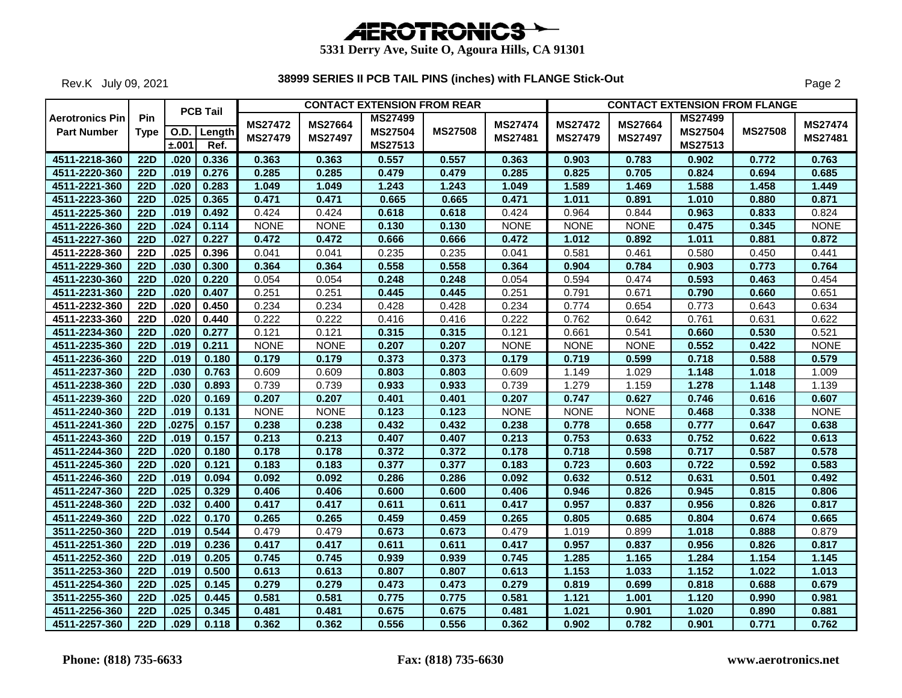# AEROTRONICS

**5331 Derry Ave, Suite O, Agoura Hills, CA 91301**

Rev.K July 09, 2021

## 38999 SERIES II PCB TAIL PINS (inches) with FLANGE Stick-Out

| Aerotronics Pin Part Number | Pin Type | PCB Tail | | CONTACT EXTENSION FROM REAR | | | | | CONTACT EXTENSION FROM FLANGE | | | | |
|---|---|---|---|---|---|---|---|---|---|---|---|---|---|
| | | O.D. ±.001 | Length Ref. | MS27472 MS27479 | MS27664 MS27497 | MS27499 MS27504 MS27513 | MS27508 | MS27474 MS27481 | MS27472 MS27479 | MS27664 MS27497 | MS27499 MS27504 MS27513 | MS27508 | MS27474 MS27481 |
| 4511-2218-360 | 22D | .020 | 0.336 | 0.363 | 0.363 | 0.557 | 0.557 | 0.363 | 0.903 | 0.783 | 0.902 | 0.772 | 0.763 |
| 4511-2220-360 | 22D | .019 | 0.276 | 0.285 | 0.285 | 0.479 | 0.479 | 0.285 | 0.825 | 0.705 | 0.824 | 0.694 | 0.685 |
| 4511-2221-360 | 22D | .020 | 0.283 | 1.049 | 1.049 | 1.243 | 1.243 | 1.049 | 1.589 | 1.469 | 1.588 | 1.458 | 1.449 |
| 4511-2223-360 | 22D | .025 | 0.365 | 0.471 | 0.471 | 0.665 | 0.665 | 0.471 | 1.011 | 0.891 | 1.010 | 0.880 | 0.871 |
| 4511-2225-360 | 22D | .019 | 0.492 | 0.424 | 0.424 | 0.618 | 0.618 | 0.424 | 0.964 | 0.844 | 0.963 | 0.833 | 0.824 |
| 4511-2226-360 | 22D | .024 | 0.114 | NONE | NONE | 0.130 | 0.130 | NONE | NONE | NONE | 0.475 | 0.345 | NONE |
| 4511-2227-360 | 22D | .027 | 0.227 | 0.472 | 0.472 | 0.666 | 0.666 | 0.472 | 1.012 | 0.892 | 1.011 | 0.881 | 0.872 |
| 4511-2228-360 | 22D | .025 | 0.396 | 0.041 | 0.041 | 0.235 | 0.235 | 0.041 | 0.581 | 0.461 | 0.580 | 0.450 | 0.441 |
| 4511-2229-360 | 22D | .030 | 0.300 | 0.364 | 0.364 | 0.558 | 0.558 | 0.364 | 0.904 | 0.784 | 0.903 | 0.773 | 0.764 |
| 4511-2230-360 | 22D | .020 | 0.220 | 0.054 | 0.054 | 0.248 | 0.248 | 0.054 | 0.594 | 0.474 | 0.593 | 0.463 | 0.454 |
| 4511-2231-360 | 22D | .020 | 0.407 | 0.251 | 0.251 | 0.445 | 0.445 | 0.251 | 0.791 | 0.671 | 0.790 | 0.660 | 0.651 |
| 4511-2232-360 | 22D | .020 | 0.450 | 0.234 | 0.234 | 0.428 | 0.428 | 0.234 | 0.774 | 0.654 | 0.773 | 0.643 | 0.634 |
| 4511-2233-360 | 22D | .020 | 0.440 | 0.222 | 0.222 | 0.416 | 0.416 | 0.222 | 0.762 | 0.642 | 0.761 | 0.631 | 0.622 |
| 4511-2234-360 | 22D | .020 | 0.277 | 0.121 | 0.121 | 0.315 | 0.315 | 0.121 | 0.661 | 0.541 | 0.660 | 0.530 | 0.521 |
| 4511-2235-360 | 22D | .019 | 0.211 | NONE | NONE | 0.207 | 0.207 | NONE | NONE | NONE | 0.552 | 0.422 | NONE |
| 4511-2236-360 | 22D | .019 | 0.180 | 0.179 | 0.179 | 0.373 | 0.373 | 0.179 | 0.719 | 0.599 | 0.718 | 0.588 | 0.579 |
| 4511-2237-360 | 22D | .030 | 0.763 | 0.609 | 0.609 | 0.803 | 0.803 | 0.609 | 1.149 | 1.029 | 1.148 | 1.018 | 1.009 |
| 4511-2238-360 | 22D | .030 | 0.893 | 0.739 | 0.739 | 0.933 | 0.933 | 0.739 | 1.279 | 1.159 | 1.278 | 1.148 | 1.139 |
| 4511-2239-360 | 22D | .020 | 0.169 | 0.207 | 0.207 | 0.401 | 0.401 | 0.207 | 0.747 | 0.627 | 0.746 | 0.616 | 0.607 |
| 4511-2240-360 | 22D | .019 | 0.131 | NONE | NONE | 0.123 | 0.123 | NONE | NONE | NONE | 0.468 | 0.338 | NONE |
| 4511-2241-360 | 22D | .0275 | 0.157 | 0.238 | 0.238 | 0.432 | 0.432 | 0.238 | 0.778 | 0.658 | 0.777 | 0.647 | 0.638 |
| 4511-2243-360 | 22D | .019 | 0.157 | 0.213 | 0.213 | 0.407 | 0.407 | 0.213 | 0.753 | 0.633 | 0.752 | 0.622 | 0.613 |
| 4511-2244-360 | 22D | .020 | 0.180 | 0.178 | 0.178 | 0.372 | 0.372 | 0.178 | 0.718 | 0.598 | 0.717 | 0.587 | 0.578 |
| 4511-2245-360 | 22D | .020 | 0.121 | 0.183 | 0.183 | 0.377 | 0.377 | 0.183 | 0.723 | 0.603 | 0.722 | 0.592 | 0.583 |
| 4511-2246-360 | 22D | .019 | 0.094 | 0.092 | 0.092 | 0.286 | 0.286 | 0.092 | 0.632 | 0.512 | 0.631 | 0.501 | 0.492 |
| 4511-2247-360 | 22D | .025 | 0.329 | 0.406 | 0.406 | 0.600 | 0.600 | 0.406 | 0.946 | 0.826 | 0.945 | 0.815 | 0.806 |
| 4511-2248-360 | 22D | .032 | 0.400 | 0.417 | 0.417 | 0.611 | 0.611 | 0.417 | 0.957 | 0.837 | 0.956 | 0.826 | 0.817 |
| 4511-2249-360 | 22D | .022 | 0.170 | 0.265 | 0.265 | 0.459 | 0.459 | 0.265 | 0.805 | 0.685 | 0.804 | 0.674 | 0.665 |
| 3511-2250-360 | 22D | .019 | 0.544 | 0.479 | 0.479 | 0.673 | 0.673 | 0.479 | 1.019 | 0.899 | 1.018 | 0.888 | 0.879 |
| 4511-2251-360 | 22D | .019 | 0.236 | 0.417 | 0.417 | 0.611 | 0.611 | 0.417 | 0.957 | 0.837 | 0.956 | 0.826 | 0.817 |
| 4511-2252-360 | 22D | .019 | 0.205 | 0.745 | 0.745 | 0.939 | 0.939 | 0.745 | 1.285 | 1.165 | 1.284 | 1.154 | 1.145 |
| 3511-2253-360 | 22D | .019 | 0.500 | 0.613 | 0.613 | 0.807 | 0.807 | 0.613 | 1.153 | 1.033 | 1.152 | 1.022 | 1.013 |
| 4511-2254-360 | 22D | .025 | 0.145 | 0.279 | 0.279 | 0.473 | 0.473 | 0.279 | 0.819 | 0.699 | 0.818 | 0.688 | 0.679 |
| 3511-2255-360 | 22D | .025 | 0.445 | 0.581 | 0.581 | 0.775 | 0.775 | 0.581 | 1.121 | 1.001 | 1.120 | 0.990 | 0.981 |
| 4511-2256-360 | 22D | .025 | 0.345 | 0.481 | 0.481 | 0.675 | 0.675 | 0.481 | 1.021 | 0.901 | 1.020 | 0.890 | 0.881 |
| 4511-2257-360 | 22D | .029 | 0.118 | 0.362 | 0.362 | 0.556 | 0.556 | 0.362 | 0.902 | 0.782 | 0.901 | 0.771 | 0.762 |

**Phone: (818) 735-6633** **Fax: (818) 735-6630** **www.aerotronics.net**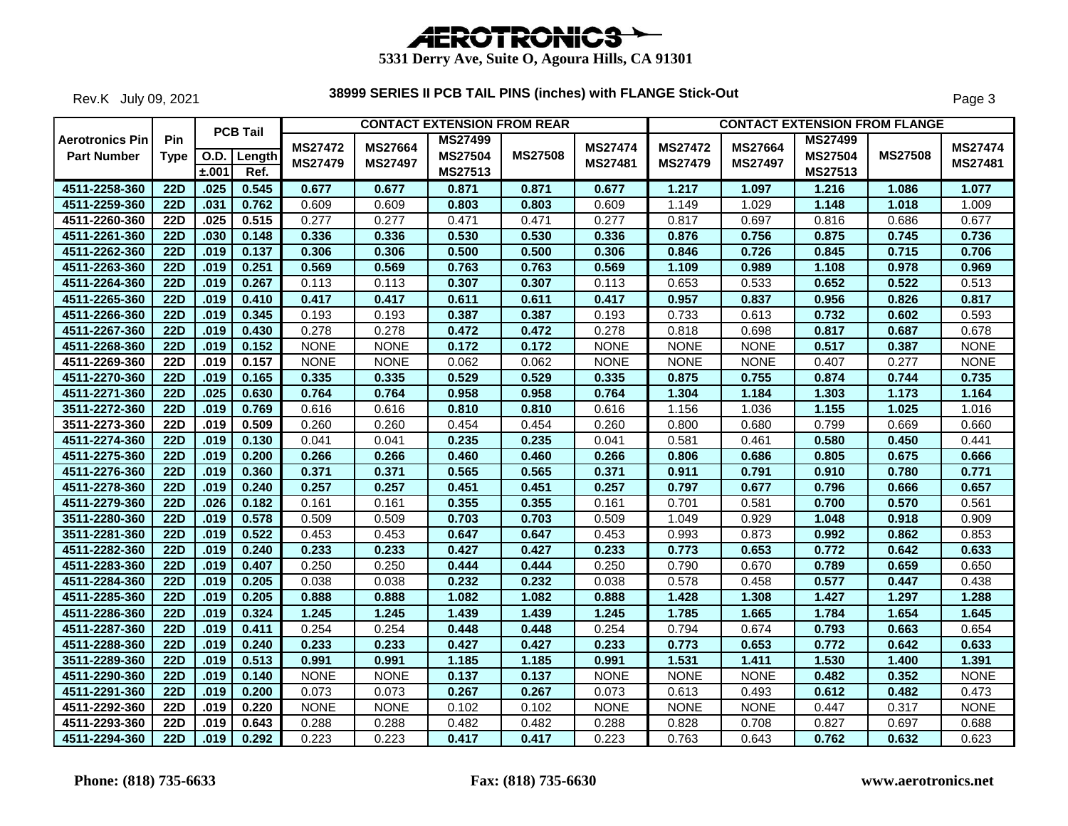# AEROTRONICS

**5331 Derry Ave, Suite O, Agoura Hills, CA 91301**

Rev.K July 09, 2021

**38999 SERIES II PCB TAIL PINS (inches) with FLANGE Stick-Out**

| Aerotronics Pin Part Number | Pin Type | PCB Tail O.D. ±.001 | PCB Tail Length Ref. | CONTACT EXTENSION FROM REAR MS27472 MS27479 | MS27664 MS27497 | MS27499 MS27504 MS27513 | MS27508 | MS27474 MS27481 | CONTACT EXTENSION FROM FLANGE MS27472 MS27479 | MS27664 MS27497 | MS27499 MS27504 MS27513 | MS27508 | MS27474 MS27481 |
|---|---|---|---|---|---|---|---|---|---|---|---|---|---|
| 4511-2258-360 | 22D | .025 | 0.545 | 0.677 | 0.677 | 0.871 | 0.871 | 0.677 | 1.217 | 1.097 | 1.216 | 1.086 | 1.077 |
| 4511-2259-360 | 22D | .031 | 0.762 | 0.609 | 0.609 | 0.803 | 0.803 | 0.609 | 1.149 | 1.029 | 1.148 | 1.018 | 1.009 |
| 4511-2260-360 | 22D | .025 | 0.515 | 0.277 | 0.277 | 0.471 | 0.471 | 0.277 | 0.817 | 0.697 | 0.816 | 0.686 | 0.677 |
| 4511-2261-360 | 22D | .030 | 0.148 | 0.336 | 0.336 | 0.530 | 0.530 | 0.336 | 0.876 | 0.756 | 0.875 | 0.745 | 0.736 |
| 4511-2262-360 | 22D | .019 | 0.137 | 0.306 | 0.306 | 0.500 | 0.500 | 0.306 | 0.846 | 0.726 | 0.845 | 0.715 | 0.706 |
| 4511-2263-360 | 22D | .019 | 0.251 | 0.569 | 0.569 | 0.763 | 0.763 | 0.569 | 1.109 | 0.989 | 1.108 | 0.978 | 0.969 |
| 4511-2264-360 | 22D | .019 | 0.267 | 0.113 | 0.113 | 0.307 | 0.307 | 0.113 | 0.653 | 0.533 | 0.652 | 0.522 | 0.513 |
| 4511-2265-360 | 22D | .019 | 0.410 | 0.417 | 0.417 | 0.611 | 0.611 | 0.417 | 0.957 | 0.837 | 0.956 | 0.826 | 0.817 |
| 4511-2266-360 | 22D | .019 | 0.345 | 0.193 | 0.193 | 0.387 | 0.387 | 0.193 | 0.733 | 0.613 | 0.732 | 0.602 | 0.593 |
| 4511-2267-360 | 22D | .019 | 0.430 | 0.278 | 0.278 | 0.472 | 0.472 | 0.278 | 0.818 | 0.698 | 0.817 | 0.687 | 0.678 |
| 4511-2268-360 | 22D | .019 | 0.152 | NONE | NONE | 0.172 | 0.172 | NONE | NONE | NONE | 0.517 | 0.387 | NONE |
| 4511-2269-360 | 22D | .019 | 0.157 | NONE | NONE | 0.062 | 0.062 | NONE | NONE | NONE | 0.407 | 0.277 | NONE |
| 4511-2270-360 | 22D | .019 | 0.165 | 0.335 | 0.335 | 0.529 | 0.529 | 0.335 | 0.875 | 0.755 | 0.874 | 0.744 | 0.735 |
| 4511-2271-360 | 22D | .025 | 0.630 | 0.764 | 0.764 | 0.958 | 0.958 | 0.764 | 1.304 | 1.184 | 1.303 | 1.173 | 1.164 |
| 3511-2272-360 | 22D | .019 | 0.769 | 0.616 | 0.616 | 0.810 | 0.810 | 0.616 | 1.156 | 1.036 | 1.155 | 1.025 | 1.016 |
| 3511-2273-360 | 22D | .019 | 0.509 | 0.260 | 0.260 | 0.454 | 0.454 | 0.260 | 0.800 | 0.680 | 0.799 | 0.669 | 0.660 |
| 4511-2274-360 | 22D | .019 | 0.130 | 0.041 | 0.041 | 0.235 | 0.235 | 0.041 | 0.581 | 0.461 | 0.580 | 0.450 | 0.441 |
| 4511-2275-360 | 22D | .019 | 0.200 | 0.266 | 0.266 | 0.460 | 0.460 | 0.266 | 0.806 | 0.686 | 0.805 | 0.675 | 0.666 |
| 4511-2276-360 | 22D | .019 | 0.360 | 0.371 | 0.371 | 0.565 | 0.565 | 0.371 | 0.911 | 0.791 | 0.910 | 0.780 | 0.771 |
| 4511-2278-360 | 22D | .019 | 0.240 | 0.257 | 0.257 | 0.451 | 0.451 | 0.257 | 0.797 | 0.677 | 0.796 | 0.666 | 0.657 |
| 4511-2279-360 | 22D | .026 | 0.182 | 0.161 | 0.161 | 0.355 | 0.355 | 0.161 | 0.701 | 0.581 | 0.700 | 0.570 | 0.561 |
| 3511-2280-360 | 22D | .019 | 0.578 | 0.509 | 0.509 | 0.703 | 0.703 | 0.509 | 1.049 | 0.929 | 1.048 | 0.918 | 0.909 |
| 3511-2281-360 | 22D | .019 | 0.522 | 0.453 | 0.453 | 0.647 | 0.647 | 0.453 | 0.993 | 0.873 | 0.992 | 0.862 | 0.853 |
| 4511-2282-360 | 22D | .019 | 0.240 | 0.233 | 0.233 | 0.427 | 0.427 | 0.233 | 0.773 | 0.653 | 0.772 | 0.642 | 0.633 |
| 4511-2283-360 | 22D | .019 | 0.407 | 0.250 | 0.250 | 0.444 | 0.444 | 0.250 | 0.790 | 0.670 | 0.789 | 0.659 | 0.650 |
| 4511-2284-360 | 22D | .019 | 0.205 | 0.038 | 0.038 | 0.232 | 0.232 | 0.038 | 0.578 | 0.458 | 0.577 | 0.447 | 0.438 |
| 4511-2285-360 | 22D | .019 | 0.205 | 0.888 | 0.888 | 1.082 | 1.082 | 0.888 | 1.428 | 1.308 | 1.427 | 1.297 | 1.288 |
| 4511-2286-360 | 22D | .019 | 0.324 | 1.245 | 1.245 | 1.439 | 1.439 | 1.245 | 1.785 | 1.665 | 1.784 | 1.654 | 1.645 |
| 4511-2287-360 | 22D | .019 | 0.411 | 0.254 | 0.254 | 0.448 | 0.448 | 0.254 | 0.794 | 0.674 | 0.793 | 0.663 | 0.654 |
| 4511-2288-360 | 22D | .019 | 0.240 | 0.233 | 0.233 | 0.427 | 0.427 | 0.233 | 0.773 | 0.653 | 0.772 | 0.642 | 0.633 |
| 3511-2289-360 | 22D | .019 | 0.513 | 0.991 | 0.991 | 1.185 | 1.185 | 0.991 | 1.531 | 1.411 | 1.530 | 1.400 | 1.391 |
| 4511-2290-360 | 22D | .019 | 0.140 | NONE | NONE | 0.137 | 0.137 | NONE | NONE | NONE | 0.482 | 0.352 | NONE |
| 4511-2291-360 | 22D | .019 | 0.200 | 0.073 | 0.073 | 0.267 | 0.267 | 0.073 | 0.613 | 0.493 | 0.612 | 0.482 | 0.473 |
| 4511-2292-360 | 22D | .019 | 0.220 | NONE | NONE | 0.102 | 0.102 | NONE | NONE | NONE | 0.447 | 0.317 | NONE |
| 4511-2293-360 | 22D | .019 | 0.643 | 0.288 | 0.288 | 0.482 | 0.482 | 0.288 | 0.828 | 0.708 | 0.827 | 0.697 | 0.688 |
| 4511-2294-360 | 22D | .019 | 0.292 | 0.223 | 0.223 | 0.417 | 0.417 | 0.223 | 0.763 | 0.643 | 0.762 | 0.632 | 0.623 |

**Phone: (818) 735-6633** **Fax: (818) 735-6630** **www.aerotronics.net**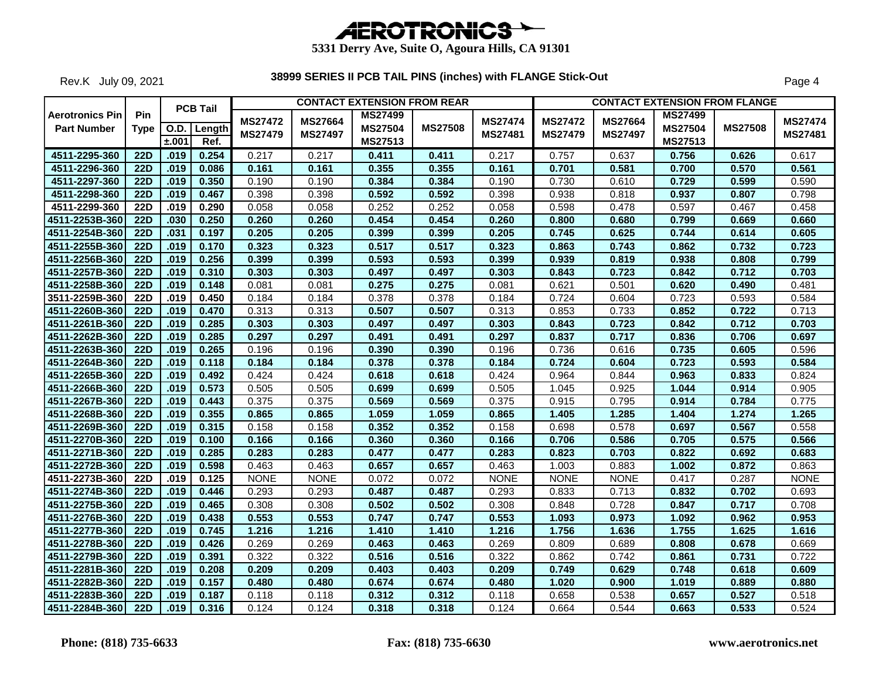# AEROTRONICS

**5331 Derry Ave, Suite O, Agoura Hills, CA 91301**

Rev.K July 09, 2021

**38999 SERIES II PCB TAIL PINS (inches) with FLANGE Stick-Out**

| Aerotronics Pin Part Number | Pin Type | PCB Tail | | CONTACT EXTENSION FROM REAR | | | | | CONTACT EXTENSION FROM FLANGE | | | | |
|---|---|---|---|---|---|---|---|---|---|---|---|---|---|
| | | O.D. ±.001 | Length Ref. | MS27472 MS27479 | MS27664 MS27497 | MS27499 MS27504 MS27513 | MS27508 | MS27474 MS27481 | MS27472 MS27479 | MS27664 MS27497 | MS27499 MS27504 MS27513 | MS27508 | MS27474 MS27481 |
| 4511-2295-360 | 22D | .019 | 0.254 | 0.217 | 0.217 | 0.411 | 0.411 | 0.217 | 0.757 | 0.637 | 0.756 | 0.626 | 0.617 |
| 4511-2296-360 | 22D | .019 | 0.086 | 0.161 | 0.161 | 0.355 | 0.355 | 0.161 | 0.701 | 0.581 | 0.700 | 0.570 | 0.561 |
| 4511-2297-360 | 22D | .019 | 0.350 | 0.190 | 0.190 | 0.384 | 0.384 | 0.190 | 0.730 | 0.610 | 0.729 | 0.599 | 0.590 |
| 4511-2298-360 | 22D | .019 | 0.467 | 0.398 | 0.398 | 0.592 | 0.592 | 0.398 | 0.938 | 0.818 | 0.937 | 0.807 | 0.798 |
| 4511-2299-360 | 22D | .019 | 0.290 | 0.058 | 0.058 | 0.252 | 0.252 | 0.058 | 0.598 | 0.478 | 0.597 | 0.467 | 0.458 |
| 4511-2253B-360 | 22D | .030 | 0.250 | 0.260 | 0.260 | 0.454 | 0.454 | 0.260 | 0.800 | 0.680 | 0.799 | 0.669 | 0.660 |
| 4511-2254B-360 | 22D | .031 | 0.197 | 0.205 | 0.205 | 0.399 | 0.399 | 0.205 | 0.745 | 0.625 | 0.744 | 0.614 | 0.605 |
| 4511-2255B-360 | 22D | .019 | 0.170 | 0.323 | 0.323 | 0.517 | 0.517 | 0.323 | 0.863 | 0.743 | 0.862 | 0.732 | 0.723 |
| 4511-2256B-360 | 22D | .019 | 0.256 | 0.399 | 0.399 | 0.593 | 0.593 | 0.399 | 0.939 | 0.819 | 0.938 | 0.808 | 0.799 |
| 4511-2257B-360 | 22D | .019 | 0.310 | 0.303 | 0.303 | 0.497 | 0.497 | 0.303 | 0.843 | 0.723 | 0.842 | 0.712 | 0.703 |
| 4511-2258B-360 | 22D | .019 | 0.148 | 0.081 | 0.081 | 0.275 | 0.275 | 0.081 | 0.621 | 0.501 | 0.620 | 0.490 | 0.481 |
| 3511-2259B-360 | 22D | .019 | 0.450 | 0.184 | 0.184 | 0.378 | 0.378 | 0.184 | 0.724 | 0.604 | 0.723 | 0.593 | 0.584 |
| 4511-2260B-360 | 22D | .019 | 0.470 | 0.313 | 0.313 | 0.507 | 0.507 | 0.313 | 0.853 | 0.733 | 0.852 | 0.722 | 0.713 |
| 4511-2261B-360 | 22D | .019 | 0.285 | 0.303 | 0.303 | 0.497 | 0.497 | 0.303 | 0.843 | 0.723 | 0.842 | 0.712 | 0.703 |
| 4511-2262B-360 | 22D | .019 | 0.285 | 0.297 | 0.297 | 0.491 | 0.491 | 0.297 | 0.837 | 0.717 | 0.836 | 0.706 | 0.697 |
| 4511-2263B-360 | 22D | .019 | 0.265 | 0.196 | 0.196 | 0.390 | 0.390 | 0.196 | 0.736 | 0.616 | 0.735 | 0.605 | 0.596 |
| 4511-2264B-360 | 22D | .019 | 0.118 | 0.184 | 0.184 | 0.378 | 0.378 | 0.184 | 0.724 | 0.604 | 0.723 | 0.593 | 0.584 |
| 4511-2265B-360 | 22D | .019 | 0.492 | 0.424 | 0.424 | 0.618 | 0.618 | 0.424 | 0.964 | 0.844 | 0.963 | 0.833 | 0.824 |
| 4511-2266B-360 | 22D | .019 | 0.573 | 0.505 | 0.505 | 0.699 | 0.699 | 0.505 | 1.045 | 0.925 | 1.044 | 0.914 | 0.905 |
| 4511-2267B-360 | 22D | .019 | 0.443 | 0.375 | 0.375 | 0.569 | 0.569 | 0.375 | 0.915 | 0.795 | 0.914 | 0.784 | 0.775 |
| 4511-2268B-360 | 22D | .019 | 0.355 | 0.865 | 0.865 | 1.059 | 1.059 | 0.865 | 1.405 | 1.285 | 1.404 | 1.274 | 1.265 |
| 4511-2269B-360 | 22D | .019 | 0.315 | 0.158 | 0.158 | 0.352 | 0.352 | 0.158 | 0.698 | 0.578 | 0.697 | 0.567 | 0.558 |
| 4511-2270B-360 | 22D | .019 | 0.100 | 0.166 | 0.166 | 0.360 | 0.360 | 0.166 | 0.706 | 0.586 | 0.705 | 0.575 | 0.566 |
| 4511-2271B-360 | 22D | .019 | 0.285 | 0.283 | 0.283 | 0.477 | 0.477 | 0.283 | 0.823 | 0.703 | 0.822 | 0.692 | 0.683 |
| 4511-2272B-360 | 22D | .019 | 0.598 | 0.463 | 0.463 | 0.657 | 0.657 | 0.463 | 1.003 | 0.883 | 1.002 | 0.872 | 0.863 |
| 4511-2273B-360 | 22D | .019 | 0.125 | NONE | NONE | 0.072 | 0.072 | NONE | NONE | NONE | 0.417 | 0.287 | NONE |
| 4511-2274B-360 | 22D | .019 | 0.446 | 0.293 | 0.293 | 0.487 | 0.487 | 0.293 | 0.833 | 0.713 | 0.832 | 0.702 | 0.693 |
| 4511-2275B-360 | 22D | .019 | 0.465 | 0.308 | 0.308 | 0.502 | 0.502 | 0.308 | 0.848 | 0.728 | 0.847 | 0.717 | 0.708 |
| 4511-2276B-360 | 22D | .019 | 0.438 | 0.553 | 0.553 | 0.747 | 0.747 | 0.553 | 1.093 | 0.973 | 1.092 | 0.962 | 0.953 |
| 4511-2277B-360 | 22D | .019 | 0.745 | 1.216 | 1.216 | 1.410 | 1.410 | 1.216 | 1.756 | 1.636 | 1.755 | 1.625 | 1.616 |
| 4511-2278B-360 | 22D | .019 | 0.426 | 0.269 | 0.269 | 0.463 | 0.463 | 0.269 | 0.809 | 0.689 | 0.808 | 0.678 | 0.669 |
| 4511-2279B-360 | 22D | .019 | 0.391 | 0.322 | 0.322 | 0.516 | 0.516 | 0.322 | 0.862 | 0.742 | 0.861 | 0.731 | 0.722 |
| 4511-2281B-360 | 22D | .019 | 0.208 | 0.209 | 0.209 | 0.403 | 0.403 | 0.209 | 0.749 | 0.629 | 0.748 | 0.618 | 0.609 |
| 4511-2282B-360 | 22D | .019 | 0.157 | 0.480 | 0.480 | 0.674 | 0.674 | 0.480 | 1.020 | 0.900 | 1.019 | 0.889 | 0.880 |
| 4511-2283B-360 | 22D | .019 | 0.187 | 0.118 | 0.118 | 0.312 | 0.312 | 0.118 | 0.658 | 0.538 | 0.657 | 0.527 | 0.518 |
| 4511-2284B-360 | 22D | .019 | 0.316 | 0.124 | 0.124 | 0.318 | 0.318 | 0.124 | 0.664 | 0.544 | 0.663 | 0.533 | 0.524 |

**Phone: (818) 735-6633** **Fax: (818) 735-6630** **www.aerotronics.net**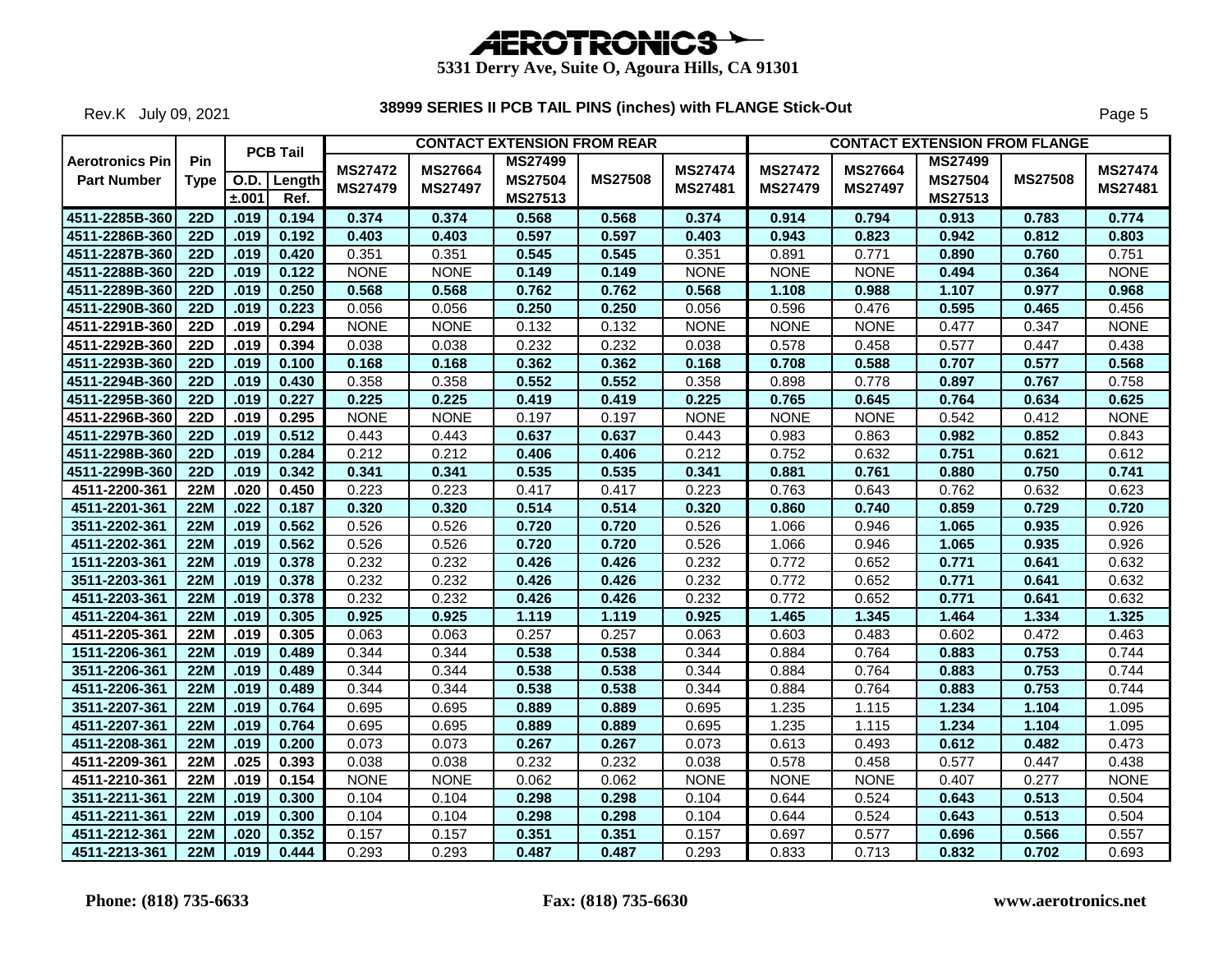# AEROTRONICS

**5331 Derry Ave, Suite O, Agoura Hills, CA 91301**

Rev.K July 09, 2021

## 38999 SERIES II PCB TAIL PINS (inches) with FLANGE Stick-Out

| Aerotronics Pin Part Number | Pin Type | PCB Tail O.D. ±.001 | PCB Tail Length Ref. | CONTACT EXTENSION FROM REAR MS27472 MS27479 | MS27664 MS27497 | MS27499 MS27504 MS27513 | MS27508 | MS27474 MS27481 | CONTACT EXTENSION FROM FLANGE MS27472 MS27479 | MS27664 MS27497 | MS27499 MS27504 MS27513 | MS27508 | MS27474 MS27481 |
|---|---|---|---|---|---|---|---|---|---|---|---|---|---|
| 4511-2285B-360 | 22D | .019 | 0.194 | **0.374** | **0.374** | **0.568** | **0.568** | **0.374** | **0.914** | **0.794** | **0.913** | **0.783** | **0.774** |
| 4511-2286B-360 | 22D | .019 | 0.192 | **0.403** | **0.403** | **0.597** | **0.597** | **0.403** | **0.943** | **0.823** | **0.942** | **0.812** | **0.803** |
| 4511-2287B-360 | 22D | .019 | 0.420 | 0.351 | 0.351 | **0.545** | **0.545** | 0.351 | 0.891 | 0.771 | **0.890** | **0.760** | 0.751 |
| 4511-2288B-360 | 22D | .019 | 0.122 | NONE | NONE | **0.149** | **0.149** | NONE | NONE | NONE | **0.494** | **0.364** | NONE |
| 4511-2289B-360 | 22D | .019 | 0.250 | **0.568** | **0.568** | **0.762** | **0.762** | **0.568** | **1.108** | **0.988** | **1.107** | **0.977** | **0.968** |
| 4511-2290B-360 | 22D | .019 | 0.223 | 0.056 | 0.056 | **0.250** | **0.250** | 0.056 | 0.596 | 0.476 | **0.595** | **0.465** | 0.456 |
| 4511-2291B-360 | 22D | .019 | 0.294 | NONE | NONE | 0.132 | 0.132 | NONE | NONE | NONE | 0.477 | 0.347 | NONE |
| 4511-2292B-360 | 22D | .019 | 0.394 | 0.038 | 0.038 | 0.232 | 0.232 | 0.038 | 0.578 | 0.458 | 0.577 | 0.447 | 0.438 |
| 4511-2293B-360 | 22D | .019 | 0.100 | **0.168** | **0.168** | **0.362** | **0.362** | **0.168** | **0.708** | **0.588** | **0.707** | **0.577** | **0.568** |
| 4511-2294B-360 | 22D | .019 | 0.430 | 0.358 | 0.358 | **0.552** | **0.552** | 0.358 | 0.898 | 0.778 | **0.897** | **0.767** | 0.758 |
| 4511-2295B-360 | 22D | .019 | 0.227 | **0.225** | **0.225** | **0.419** | **0.419** | **0.225** | **0.765** | **0.645** | **0.764** | **0.634** | **0.625** |
| 4511-2296B-360 | 22D | .019 | 0.295 | NONE | NONE | 0.197 | 0.197 | NONE | NONE | NONE | 0.542 | 0.412 | NONE |
| 4511-2297B-360 | 22D | .019 | 0.512 | 0.443 | 0.443 | **0.637** | **0.637** | 0.443 | 0.983 | 0.863 | **0.982** | **0.852** | 0.843 |
| 4511-2298B-360 | 22D | .019 | 0.284 | 0.212 | 0.212 | **0.406** | **0.406** | 0.212 | 0.752 | 0.632 | **0.751** | **0.621** | 0.612 |
| 4511-2299B-360 | 22D | .019 | 0.342 | **0.341** | **0.341** | **0.535** | **0.535** | **0.341** | **0.881** | **0.761** | **0.880** | **0.750** | **0.741** |
| 4511-2200-361 | 22M | .020 | 0.450 | 0.223 | 0.223 | 0.417 | 0.417 | 0.223 | 0.763 | 0.643 | 0.762 | 0.632 | 0.623 |
| 4511-2201-361 | 22M | .022 | 0.187 | **0.320** | **0.320** | **0.514** | **0.514** | **0.320** | **0.860** | **0.740** | **0.859** | **0.729** | **0.720** |
| 3511-2202-361 | 22M | .019 | 0.562 | 0.526 | 0.526 | **0.720** | **0.720** | 0.526 | 1.066 | 0.946 | **1.065** | **0.935** | 0.926 |
| 4511-2202-361 | 22M | .019 | 0.562 | 0.526 | 0.526 | **0.720** | **0.720** | 0.526 | 1.066 | 0.946 | **1.065** | **0.935** | 0.926 |
| 1511-2203-361 | 22M | .019 | 0.378 | 0.232 | 0.232 | **0.426** | **0.426** | 0.232 | 0.772 | 0.652 | **0.771** | **0.641** | 0.632 |
| 3511-2203-361 | 22M | .019 | 0.378 | 0.232 | 0.232 | **0.426** | **0.426** | 0.232 | 0.772 | 0.652 | **0.771** | **0.641** | 0.632 |
| 4511-2203-361 | 22M | .019 | 0.378 | 0.232 | 0.232 | **0.426** | **0.426** | 0.232 | 0.772 | 0.652 | **0.771** | **0.641** | 0.632 |
| 4511-2204-361 | 22M | .019 | 0.305 | **0.925** | **0.925** | **1.119** | **1.119** | **0.925** | **1.465** | **1.345** | **1.464** | **1.334** | **1.325** |
| 4511-2205-361 | 22M | .019 | 0.305 | 0.063 | 0.063 | 0.257 | 0.257 | 0.063 | 0.603 | 0.483 | 0.602 | 0.472 | 0.463 |
| 1511-2206-361 | 22M | .019 | 0.489 | 0.344 | 0.344 | **0.538** | **0.538** | 0.344 | 0.884 | 0.764 | **0.883** | **0.753** | 0.744 |
| 3511-2206-361 | 22M | .019 | 0.489 | 0.344 | 0.344 | **0.538** | **0.538** | 0.344 | 0.884 | 0.764 | **0.883** | **0.753** | 0.744 |
| 4511-2206-361 | 22M | .019 | 0.489 | 0.344 | 0.344 | **0.538** | **0.538** | 0.344 | 0.884 | 0.764 | **0.883** | **0.753** | 0.744 |
| 3511-2207-361 | 22M | .019 | 0.764 | 0.695 | 0.695 | **0.889** | **0.889** | 0.695 | 1.235 | 1.115 | **1.234** | **1.104** | 1.095 |
| 4511-2207-361 | 22M | .019 | 0.764 | 0.695 | 0.695 | **0.889** | **0.889** | 0.695 | 1.235 | 1.115 | **1.234** | **1.104** | 1.095 |
| 4511-2208-361 | 22M | .019 | 0.200 | 0.073 | 0.073 | **0.267** | **0.267** | 0.073 | 0.613 | 0.493 | **0.612** | **0.482** | 0.473 |
| 4511-2209-361 | 22M | .025 | 0.393 | 0.038 | 0.038 | 0.232 | 0.232 | 0.038 | 0.578 | 0.458 | 0.577 | 0.447 | 0.438 |
| 4511-2210-361 | 22M | .019 | 0.154 | NONE | NONE | 0.062 | 0.062 | NONE | NONE | NONE | 0.407 | 0.277 | NONE |
| 3511-2211-361 | 22M | .019 | 0.300 | 0.104 | 0.104 | **0.298** | **0.298** | 0.104 | 0.644 | 0.524 | **0.643** | **0.513** | 0.504 |
| 4511-2211-361 | 22M | .019 | 0.300 | 0.104 | 0.104 | **0.298** | **0.298** | 0.104 | 0.644 | 0.524 | **0.643** | **0.513** | 0.504 |
| 4511-2212-361 | 22M | .020 | 0.352 | 0.157 | 0.157 | **0.351** | **0.351** | 0.157 | 0.697 | 0.577 | **0.696** | **0.566** | 0.557 |
| 4511-2213-361 | 22M | .019 | 0.444 | 0.293 | 0.293 | **0.487** | **0.487** | 0.293 | 0.833 | 0.713 | **0.832** | **0.702** | 0.693 |

**Phone: (818) 735-6633** **Fax: (818) 735-6630** **www.aerotronics.net**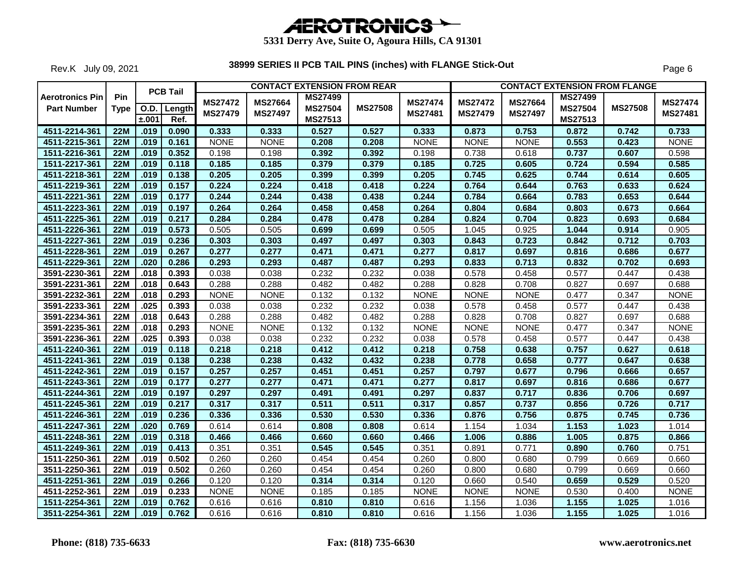# AEROTRONICS

**5331 Derry Ave, Suite O, Agoura Hills, CA 91301**

Rev.K July 09, 2021

## 38999 SERIES II PCB TAIL PINS (inches) with FLANGE Stick-Out

| Aerotronics Pin Part Number | Pin Type | PCB Tail O.D. ±.001 | PCB Tail Length Ref. | CONTACT EXTENSION FROM REAR MS27472 MS27479 | MS27664 MS27497 | MS27499 MS27504 MS27513 | MS27508 | MS27474 MS27481 | CONTACT EXTENSION FROM FLANGE MS27472 MS27479 | MS27664 MS27497 | MS27499 MS27504 MS27513 | MS27508 | MS27474 MS27481 |
|---|---|---|---|---|---|---|---|---|---|---|---|---|---|
| 4511-2214-361 | 22M | .019 | 0.090 | 0.333 | 0.333 | 0.527 | 0.527 | 0.333 | 0.873 | 0.753 | 0.872 | 0.742 | 0.733 |
| 4511-2215-361 | 22M | .019 | 0.161 | NONE | NONE | 0.208 | 0.208 | NONE | NONE | NONE | 0.553 | 0.423 | NONE |
| 1511-2216-361 | 22M | .019 | 0.352 | 0.198 | 0.198 | 0.392 | 0.392 | 0.198 | 0.738 | 0.618 | 0.737 | 0.607 | 0.598 |
| 1511-2217-361 | 22M | .019 | 0.118 | 0.185 | 0.185 | 0.379 | 0.379 | 0.185 | 0.725 | 0.605 | 0.724 | 0.594 | 0.585 |
| 4511-2218-361 | 22M | .019 | 0.138 | 0.205 | 0.205 | 0.399 | 0.399 | 0.205 | 0.745 | 0.625 | 0.744 | 0.614 | 0.605 |
| 4511-2219-361 | 22M | .019 | 0.157 | 0.224 | 0.224 | 0.418 | 0.418 | 0.224 | 0.764 | 0.644 | 0.763 | 0.633 | 0.624 |
| 4511-2221-361 | 22M | .019 | 0.177 | 0.244 | 0.244 | 0.438 | 0.438 | 0.244 | 0.784 | 0.664 | 0.783 | 0.653 | 0.644 |
| 4511-2223-361 | 22M | .019 | 0.197 | 0.264 | 0.264 | 0.458 | 0.458 | 0.264 | 0.804 | 0.684 | 0.803 | 0.673 | 0.664 |
| 4511-2225-361 | 22M | .019 | 0.217 | 0.284 | 0.284 | 0.478 | 0.478 | 0.284 | 0.824 | 0.704 | 0.823 | 0.693 | 0.684 |
| 4511-2226-361 | 22M | .019 | 0.573 | 0.505 | 0.505 | 0.699 | 0.699 | 0.505 | 1.045 | 0.925 | 1.044 | 0.914 | 0.905 |
| 4511-2227-361 | 22M | .019 | 0.236 | 0.303 | 0.303 | 0.497 | 0.497 | 0.303 | 0.843 | 0.723 | 0.842 | 0.712 | 0.703 |
| 4511-2228-361 | 22M | .019 | 0.267 | 0.277 | 0.277 | 0.471 | 0.471 | 0.277 | 0.817 | 0.697 | 0.816 | 0.686 | 0.677 |
| 4511-2229-361 | 22M | .020 | 0.286 | 0.293 | 0.293 | 0.487 | 0.487 | 0.293 | 0.833 | 0.713 | 0.832 | 0.702 | 0.693 |
| 3591-2230-361 | 22M | .018 | 0.393 | 0.038 | 0.038 | 0.232 | 0.232 | 0.038 | 0.578 | 0.458 | 0.577 | 0.447 | 0.438 |
| 3591-2231-361 | 22M | .018 | 0.643 | 0.288 | 0.288 | 0.482 | 0.482 | 0.288 | 0.828 | 0.708 | 0.827 | 0.697 | 0.688 |
| 3591-2232-361 | 22M | .018 | 0.293 | NONE | NONE | 0.132 | 0.132 | NONE | NONE | NONE | 0.477 | 0.347 | NONE |
| 3591-2233-361 | 22M | .025 | 0.393 | 0.038 | 0.038 | 0.232 | 0.232 | 0.038 | 0.578 | 0.458 | 0.577 | 0.447 | 0.438 |
| 3591-2234-361 | 22M | .018 | 0.643 | 0.288 | 0.288 | 0.482 | 0.482 | 0.288 | 0.828 | 0.708 | 0.827 | 0.697 | 0.688 |
| 3591-2235-361 | 22M | .018 | 0.293 | NONE | NONE | 0.132 | 0.132 | NONE | NONE | NONE | 0.477 | 0.347 | NONE |
| 3591-2236-361 | 22M | .025 | 0.393 | 0.038 | 0.038 | 0.232 | 0.232 | 0.038 | 0.578 | 0.458 | 0.577 | 0.447 | 0.438 |
| 4511-2240-361 | 22M | .019 | 0.118 | 0.218 | 0.218 | 0.412 | 0.412 | 0.218 | 0.758 | 0.638 | 0.757 | 0.627 | 0.618 |
| 4511-2241-361 | 22M | .019 | 0.138 | 0.238 | 0.238 | 0.432 | 0.432 | 0.238 | 0.778 | 0.658 | 0.777 | 0.647 | 0.638 |
| 4511-2242-361 | 22M | .019 | 0.157 | 0.257 | 0.257 | 0.451 | 0.451 | 0.257 | 0.797 | 0.677 | 0.796 | 0.666 | 0.657 |
| 4511-2243-361 | 22M | .019 | 0.177 | 0.277 | 0.277 | 0.471 | 0.471 | 0.277 | 0.817 | 0.697 | 0.816 | 0.686 | 0.677 |
| 4511-2244-361 | 22M | .019 | 0.197 | 0.297 | 0.297 | 0.491 | 0.491 | 0.297 | 0.837 | 0.717 | 0.836 | 0.706 | 0.697 |
| 4511-2245-361 | 22M | .019 | 0.217 | 0.317 | 0.317 | 0.511 | 0.511 | 0.317 | 0.857 | 0.737 | 0.856 | 0.726 | 0.717 |
| 4511-2246-361 | 22M | .019 | 0.236 | 0.336 | 0.336 | 0.530 | 0.530 | 0.336 | 0.876 | 0.756 | 0.875 | 0.745 | 0.736 |
| 4511-2247-361 | 22M | .020 | 0.769 | 0.614 | 0.614 | 0.808 | 0.808 | 0.614 | 1.154 | 1.034 | 1.153 | 1.023 | 1.014 |
| 4511-2248-361 | 22M | .019 | 0.318 | 0.466 | 0.466 | 0.660 | 0.660 | 0.466 | 1.006 | 0.886 | 1.005 | 0.875 | 0.866 |
| 4511-2249-361 | 22M | .019 | 0.413 | 0.351 | 0.351 | 0.545 | 0.545 | 0.351 | 0.891 | 0.771 | 0.890 | 0.760 | 0.751 |
| 1511-2250-361 | 22M | .019 | 0.502 | 0.260 | 0.260 | 0.454 | 0.454 | 0.260 | 0.800 | 0.680 | 0.799 | 0.669 | 0.660 |
| 3511-2250-361 | 22M | .019 | 0.502 | 0.260 | 0.260 | 0.454 | 0.454 | 0.260 | 0.800 | 0.680 | 0.799 | 0.669 | 0.660 |
| 4511-2251-361 | 22M | .019 | 0.266 | 0.120 | 0.120 | 0.314 | 0.314 | 0.120 | 0.660 | 0.540 | 0.659 | 0.529 | 0.520 |
| 4511-2252-361 | 22M | .019 | 0.233 | NONE | NONE | 0.185 | 0.185 | NONE | NONE | NONE | 0.530 | 0.400 | NONE |
| 1511-2254-361 | 22M | .019 | 0.762 | 0.616 | 0.616 | 0.810 | 0.810 | 0.616 | 1.156 | 1.036 | 1.155 | 1.025 | 1.016 |
| 3511-2254-361 | 22M | .019 | 0.762 | 0.616 | 0.616 | 0.810 | 0.810 | 0.616 | 1.156 | 1.036 | 1.155 | 1.025 | 1.016 |

**Phone: (818) 735-6633** **Fax: (818) 735-6630** **www.aerotronics.net**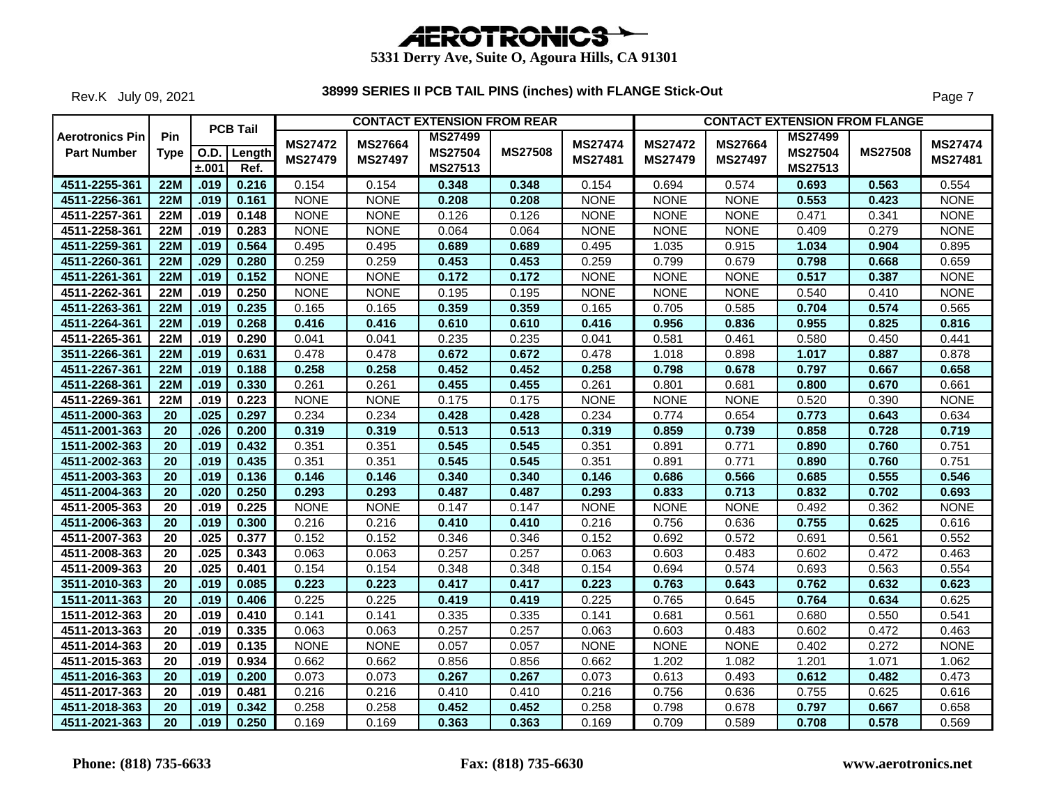# AEROTRONICS

**5331 Derry Ave, Suite O, Agoura Hills, CA 91301**

Rev.K July 09, 2021

## 38999 SERIES II PCB TAIL PINS (inches) with FLANGE Stick-Out

| Aerotronics Pin Part Number | Pin Type | PCB Tail O.D. ±.001 | PCB Tail Length Ref. | CONTACT EXTENSION FROM REAR MS27472 MS27479 | MS27664 MS27497 | MS27499 MS27504 MS27513 | MS27508 | MS27474 MS27481 | CONTACT EXTENSION FROM FLANGE MS27472 MS27479 | MS27664 MS27497 | MS27499 MS27504 MS27513 | MS27508 | MS27474 MS27481 |
|---|---|---|---|---|---|---|---|---|---|---|---|---|---|
| 4511-2255-361 | 22M | .019 | 0.216 | 0.154 | 0.154 | 0.348 | 0.348 | 0.154 | 0.694 | 0.574 | 0.693 | 0.563 | 0.554 |
| 4511-2256-361 | 22M | .019 | 0.161 | NONE | NONE | 0.208 | 0.208 | NONE | NONE | NONE | 0.553 | 0.423 | NONE |
| 4511-2257-361 | 22M | .019 | 0.148 | NONE | NONE | 0.126 | 0.126 | NONE | NONE | NONE | 0.471 | 0.341 | NONE |
| 4511-2258-361 | 22M | .019 | 0.283 | NONE | NONE | 0.064 | 0.064 | NONE | NONE | NONE | 0.409 | 0.279 | NONE |
| 4511-2259-361 | 22M | .019 | 0.564 | 0.495 | 0.495 | 0.689 | 0.689 | 0.495 | 1.035 | 0.915 | 1.034 | 0.904 | 0.895 |
| 4511-2260-361 | 22M | .029 | 0.280 | 0.259 | 0.259 | 0.453 | 0.453 | 0.259 | 0.799 | 0.679 | 0.798 | 0.668 | 0.659 |
| 4511-2261-361 | 22M | .019 | 0.152 | NONE | NONE | 0.172 | 0.172 | NONE | NONE | NONE | 0.517 | 0.387 | NONE |
| 4511-2262-361 | 22M | .019 | 0.250 | NONE | NONE | 0.195 | 0.195 | NONE | NONE | NONE | 0.540 | 0.410 | NONE |
| 4511-2263-361 | 22M | .019 | 0.235 | 0.165 | 0.165 | 0.359 | 0.359 | 0.165 | 0.705 | 0.585 | 0.704 | 0.574 | 0.565 |
| 4511-2264-361 | 22M | .019 | 0.268 | 0.416 | 0.416 | 0.610 | 0.610 | 0.416 | 0.956 | 0.836 | 0.955 | 0.825 | 0.816 |
| 4511-2265-361 | 22M | .019 | 0.290 | 0.041 | 0.041 | 0.235 | 0.235 | 0.041 | 0.581 | 0.461 | 0.580 | 0.450 | 0.441 |
| 3511-2266-361 | 22M | .019 | 0.631 | 0.478 | 0.478 | 0.672 | 0.672 | 0.478 | 1.018 | 0.898 | 1.017 | 0.887 | 0.878 |
| 4511-2267-361 | 22M | .019 | 0.188 | 0.258 | 0.258 | 0.452 | 0.452 | 0.258 | 0.798 | 0.678 | 0.797 | 0.667 | 0.658 |
| 4511-2268-361 | 22M | .019 | 0.330 | 0.261 | 0.261 | 0.455 | 0.455 | 0.261 | 0.801 | 0.681 | 0.800 | 0.670 | 0.661 |
| 4511-2269-361 | 22M | .019 | 0.223 | NONE | NONE | 0.175 | 0.175 | NONE | NONE | NONE | 0.520 | 0.390 | NONE |
| 4511-2000-363 | 20 | .025 | 0.297 | 0.234 | 0.234 | 0.428 | 0.428 | 0.234 | 0.774 | 0.654 | 0.773 | 0.643 | 0.634 |
| 4511-2001-363 | 20 | .026 | 0.200 | 0.319 | 0.319 | 0.513 | 0.513 | 0.319 | 0.859 | 0.739 | 0.858 | 0.728 | 0.719 |
| 1511-2002-363 | 20 | .019 | 0.432 | 0.351 | 0.351 | 0.545 | 0.545 | 0.351 | 0.891 | 0.771 | 0.890 | 0.760 | 0.751 |
| 4511-2002-363 | 20 | .019 | 0.435 | 0.351 | 0.351 | 0.545 | 0.545 | 0.351 | 0.891 | 0.771 | 0.890 | 0.760 | 0.751 |
| 4511-2003-363 | 20 | .019 | 0.136 | 0.146 | 0.146 | 0.340 | 0.340 | 0.146 | 0.686 | 0.566 | 0.685 | 0.555 | 0.546 |
| 4511-2004-363 | 20 | .020 | 0.250 | 0.293 | 0.293 | 0.487 | 0.487 | 0.293 | 0.833 | 0.713 | 0.832 | 0.702 | 0.693 |
| 4511-2005-363 | 20 | .019 | 0.225 | NONE | NONE | 0.147 | 0.147 | NONE | NONE | NONE | 0.492 | 0.362 | NONE |
| 4511-2006-363 | 20 | .019 | 0.300 | 0.216 | 0.216 | 0.410 | 0.410 | 0.216 | 0.756 | 0.636 | 0.755 | 0.625 | 0.616 |
| 4511-2007-363 | 20 | .025 | 0.377 | 0.152 | 0.152 | 0.346 | 0.346 | 0.152 | 0.692 | 0.572 | 0.691 | 0.561 | 0.552 |
| 4511-2008-363 | 20 | .025 | 0.343 | 0.063 | 0.063 | 0.257 | 0.257 | 0.063 | 0.603 | 0.483 | 0.602 | 0.472 | 0.463 |
| 4511-2009-363 | 20 | .025 | 0.401 | 0.154 | 0.154 | 0.348 | 0.348 | 0.154 | 0.694 | 0.574 | 0.693 | 0.563 | 0.554 |
| 3511-2010-363 | 20 | .019 | 0.085 | 0.223 | 0.223 | 0.417 | 0.417 | 0.223 | 0.763 | 0.643 | 0.762 | 0.632 | 0.623 |
| 1511-2011-363 | 20 | .019 | 0.406 | 0.225 | 0.225 | 0.419 | 0.419 | 0.225 | 0.765 | 0.645 | 0.764 | 0.634 | 0.625 |
| 1511-2012-363 | 20 | .019 | 0.410 | 0.141 | 0.141 | 0.335 | 0.335 | 0.141 | 0.681 | 0.561 | 0.680 | 0.550 | 0.541 |
| 4511-2013-363 | 20 | .019 | 0.335 | 0.063 | 0.063 | 0.257 | 0.257 | 0.063 | 0.603 | 0.483 | 0.602 | 0.472 | 0.463 |
| 4511-2014-363 | 20 | .019 | 0.135 | NONE | NONE | 0.057 | 0.057 | NONE | NONE | NONE | 0.402 | 0.272 | NONE |
| 4511-2015-363 | 20 | .019 | 0.934 | 0.662 | 0.662 | 0.856 | 0.856 | 0.662 | 1.202 | 1.082 | 1.201 | 1.071 | 1.062 |
| 4511-2016-363 | 20 | .019 | 0.200 | 0.073 | 0.073 | 0.267 | 0.267 | 0.073 | 0.613 | 0.493 | 0.612 | 0.482 | 0.473 |
| 4511-2017-363 | 20 | .019 | 0.481 | 0.216 | 0.216 | 0.410 | 0.410 | 0.216 | 0.756 | 0.636 | 0.755 | 0.625 | 0.616 |
| 4511-2018-363 | 20 | .019 | 0.342 | 0.258 | 0.258 | 0.452 | 0.452 | 0.258 | 0.798 | 0.678 | 0.797 | 0.667 | 0.658 |
| 4511-2021-363 | 20 | .019 | 0.250 | 0.169 | 0.169 | 0.363 | 0.363 | 0.169 | 0.709 | 0.589 | 0.708 | 0.578 | 0.569 |

**Phone: (818) 735-6633** **Fax: (818) 735-6630** **www.aerotronics.net**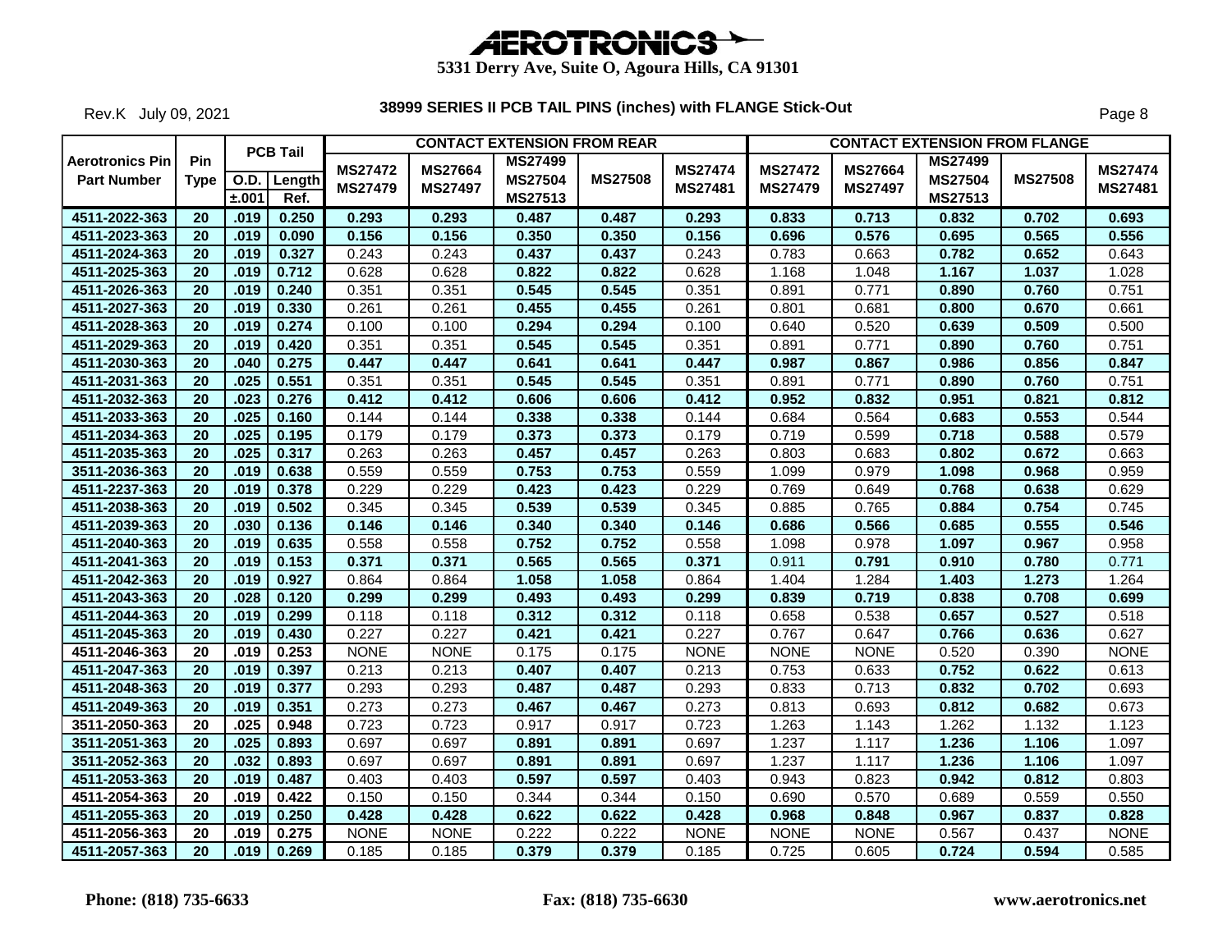# AEROTRONICS

**5331 Derry Ave, Suite O, Agoura Hills, CA 91301**

Rev.K July 09, 2021

## 38999 SERIES II PCB TAIL PINS (inches) with FLANGE Stick-Out

| Aerotronics Pin Part Number | Pin Type | PCB Tail O.D. ±.001 | PCB Tail Length Ref. | CONTACT EXTENSION FROM REAR MS27472 MS27479 | MS27664 MS27497 | MS27499 MS27504 MS27513 | MS27508 | MS27474 MS27481 | CONTACT EXTENSION FROM FLANGE MS27472 MS27479 | MS27664 MS27497 | MS27499 MS27504 MS27513 | MS27508 | MS27474 MS27481 |
|---|---|---|---|---|---|---|---|---|---|---|---|---|---|
| 4511-2022-363 | 20 | .019 | 0.250 | 0.293 | 0.293 | 0.487 | 0.487 | 0.293 | 0.833 | 0.713 | 0.832 | 0.702 | 0.693 |
| 4511-2023-363 | 20 | .019 | 0.090 | 0.156 | 0.156 | 0.350 | 0.350 | 0.156 | 0.696 | 0.576 | 0.695 | 0.565 | 0.556 |
| 4511-2024-363 | 20 | .019 | 0.327 | 0.243 | 0.243 | 0.437 | 0.437 | 0.243 | 0.783 | 0.663 | 0.782 | 0.652 | 0.643 |
| 4511-2025-363 | 20 | .019 | 0.712 | 0.628 | 0.628 | 0.822 | 0.822 | 0.628 | 1.168 | 1.048 | 1.167 | 1.037 | 1.028 |
| 4511-2026-363 | 20 | .019 | 0.240 | 0.351 | 0.351 | 0.545 | 0.545 | 0.351 | 0.891 | 0.771 | 0.890 | 0.760 | 0.751 |
| 4511-2027-363 | 20 | .019 | 0.330 | 0.261 | 0.261 | 0.455 | 0.455 | 0.261 | 0.801 | 0.681 | 0.800 | 0.670 | 0.661 |
| 4511-2028-363 | 20 | .019 | 0.274 | 0.100 | 0.100 | 0.294 | 0.294 | 0.100 | 0.640 | 0.520 | 0.639 | 0.509 | 0.500 |
| 4511-2029-363 | 20 | .019 | 0.420 | 0.351 | 0.351 | 0.545 | 0.545 | 0.351 | 0.891 | 0.771 | 0.890 | 0.760 | 0.751 |
| 4511-2030-363 | 20 | .040 | 0.275 | 0.447 | 0.447 | 0.641 | 0.641 | 0.447 | 0.987 | 0.867 | 0.986 | 0.856 | 0.847 |
| 4511-2031-363 | 20 | .025 | 0.551 | 0.351 | 0.351 | 0.545 | 0.545 | 0.351 | 0.891 | 0.771 | 0.890 | 0.760 | 0.751 |
| 4511-2032-363 | 20 | .023 | 0.276 | 0.412 | 0.412 | 0.606 | 0.606 | 0.412 | 0.952 | 0.832 | 0.951 | 0.821 | 0.812 |
| 4511-2033-363 | 20 | .025 | 0.160 | 0.144 | 0.144 | 0.338 | 0.338 | 0.144 | 0.684 | 0.564 | 0.683 | 0.553 | 0.544 |
| 4511-2034-363 | 20 | .025 | 0.195 | 0.179 | 0.179 | 0.373 | 0.373 | 0.179 | 0.719 | 0.599 | 0.718 | 0.588 | 0.579 |
| 4511-2035-363 | 20 | .025 | 0.317 | 0.263 | 0.263 | 0.457 | 0.457 | 0.263 | 0.803 | 0.683 | 0.802 | 0.672 | 0.663 |
| 3511-2036-363 | 20 | .019 | 0.638 | 0.559 | 0.559 | 0.753 | 0.753 | 0.559 | 1.099 | 0.979 | 1.098 | 0.968 | 0.959 |
| 4511-2237-363 | 20 | .019 | 0.378 | 0.229 | 0.229 | 0.423 | 0.423 | 0.229 | 0.769 | 0.649 | 0.768 | 0.638 | 0.629 |
| 4511-2038-363 | 20 | .019 | 0.502 | 0.345 | 0.345 | 0.539 | 0.539 | 0.345 | 0.885 | 0.765 | 0.884 | 0.754 | 0.745 |
| 4511-2039-363 | 20 | .030 | 0.136 | 0.146 | 0.146 | 0.340 | 0.340 | 0.146 | 0.686 | 0.566 | 0.685 | 0.555 | 0.546 |
| 4511-2040-363 | 20 | .019 | 0.635 | 0.558 | 0.558 | 0.752 | 0.752 | 0.558 | 1.098 | 0.978 | 1.097 | 0.967 | 0.958 |
| 4511-2041-363 | 20 | .019 | 0.153 | 0.371 | 0.371 | 0.565 | 0.565 | 0.371 | 0.911 | 0.791 | 0.910 | 0.780 | 0.771 |
| 4511-2042-363 | 20 | .019 | 0.927 | 0.864 | 0.864 | 1.058 | 1.058 | 0.864 | 1.404 | 1.284 | 1.403 | 1.273 | 1.264 |
| 4511-2043-363 | 20 | .028 | 0.120 | 0.299 | 0.299 | 0.493 | 0.493 | 0.299 | 0.839 | 0.719 | 0.838 | 0.708 | 0.699 |
| 4511-2044-363 | 20 | .019 | 0.299 | 0.118 | 0.118 | 0.312 | 0.312 | 0.118 | 0.658 | 0.538 | 0.657 | 0.527 | 0.518 |
| 4511-2045-363 | 20 | .019 | 0.430 | 0.227 | 0.227 | 0.421 | 0.421 | 0.227 | 0.767 | 0.647 | 0.766 | 0.636 | 0.627 |
| 4511-2046-363 | 20 | .019 | 0.253 | NONE | NONE | 0.175 | 0.175 | NONE | NONE | NONE | 0.520 | 0.390 | NONE |
| 4511-2047-363 | 20 | .019 | 0.397 | 0.213 | 0.213 | 0.407 | 0.407 | 0.213 | 0.753 | 0.633 | 0.752 | 0.622 | 0.613 |
| 4511-2048-363 | 20 | .019 | 0.377 | 0.293 | 0.293 | 0.487 | 0.487 | 0.293 | 0.833 | 0.713 | 0.832 | 0.702 | 0.693 |
| 4511-2049-363 | 20 | .019 | 0.351 | 0.273 | 0.273 | 0.467 | 0.467 | 0.273 | 0.813 | 0.693 | 0.812 | 0.682 | 0.673 |
| 3511-2050-363 | 20 | .025 | 0.948 | 0.723 | 0.723 | 0.917 | 0.917 | 0.723 | 1.263 | 1.143 | 1.262 | 1.132 | 1.123 |
| 3511-2051-363 | 20 | .025 | 0.893 | 0.697 | 0.697 | 0.891 | 0.891 | 0.697 | 1.237 | 1.117 | 1.236 | 1.106 | 1.097 |
| 3511-2052-363 | 20 | .032 | 0.893 | 0.697 | 0.697 | 0.891 | 0.891 | 0.697 | 1.237 | 1.117 | 1.236 | 1.106 | 1.097 |
| 4511-2053-363 | 20 | .019 | 0.487 | 0.403 | 0.403 | 0.597 | 0.597 | 0.403 | 0.943 | 0.823 | 0.942 | 0.812 | 0.803 |
| 4511-2054-363 | 20 | .019 | 0.422 | 0.150 | 0.150 | 0.344 | 0.344 | 0.150 | 0.690 | 0.570 | 0.689 | 0.559 | 0.550 |
| 4511-2055-363 | 20 | .019 | 0.250 | 0.428 | 0.428 | 0.622 | 0.622 | 0.428 | 0.968 | 0.848 | 0.967 | 0.837 | 0.828 |
| 4511-2056-363 | 20 | .019 | 0.275 | NONE | NONE | 0.222 | 0.222 | NONE | NONE | NONE | 0.567 | 0.437 | NONE |
| 4511-2057-363 | 20 | .019 | 0.269 | 0.185 | 0.185 | 0.379 | 0.379 | 0.185 | 0.725 | 0.605 | 0.724 | 0.594 | 0.585 |

**Phone: (818) 735-6633** **Fax: (818) 735-6630** **www.aerotronics.net**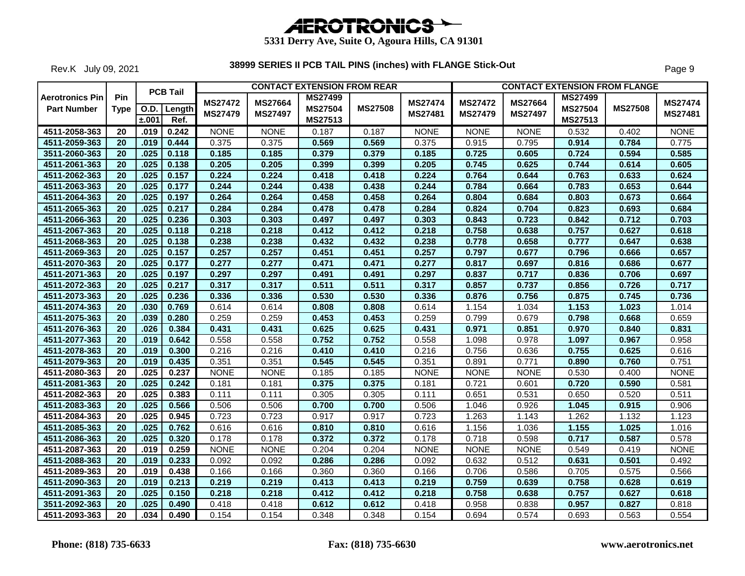# AEROTRONICS

**5331 Derry Ave, Suite O, Agoura Hills, CA 91301**

Rev.K July 09, 2021

## 38999 SERIES II PCB TAIL PINS (inches) with FLANGE Stick-Out

| Aerotronics Pin Part Number | Pin Type | PCB Tail O.D. ±.001 | PCB Tail Length Ref. | CONTACT EXTENSION FROM REAR MS27472 MS27479 | MS27664 MS27497 | MS27499 MS27504 MS27513 | MS27508 | MS27474 MS27481 | CONTACT EXTENSION FROM FLANGE MS27472 MS27479 | MS27664 MS27497 | MS27499 MS27504 MS27513 | MS27508 | MS27474 MS27481 |
|---|---|---|---|---|---|---|---|---|---|---|---|---|---|
| 4511-2058-363 | 20 | .019 | 0.242 | NONE | NONE | 0.187 | 0.187 | NONE | NONE | NONE | 0.532 | 0.402 | NONE |
| 4511-2059-363 | 20 | .019 | 0.444 | 0.375 | 0.375 | **0.569** | **0.569** | 0.375 | 0.915 | 0.795 | **0.914** | **0.784** | 0.775 |
| 3511-2060-363 | 20 | .025 | 0.118 | **0.185** | **0.185** | **0.379** | **0.379** | **0.185** | **0.725** | **0.605** | **0.724** | **0.594** | **0.585** |
| 4511-2061-363 | 20 | .025 | 0.138 | **0.205** | **0.205** | **0.399** | **0.399** | **0.205** | **0.745** | **0.625** | **0.744** | **0.614** | **0.605** |
| 4511-2062-363 | 20 | .025 | 0.157 | **0.224** | **0.224** | **0.418** | **0.418** | **0.224** | **0.764** | **0.644** | **0.763** | **0.633** | **0.624** |
| 4511-2063-363 | 20 | .025 | 0.177 | **0.244** | **0.244** | **0.438** | **0.438** | **0.244** | **0.784** | **0.664** | **0.783** | **0.653** | **0.644** |
| 4511-2064-363 | 20 | .025 | 0.197 | **0.264** | **0.264** | **0.458** | **0.458** | **0.264** | **0.804** | **0.684** | **0.803** | **0.673** | **0.664** |
| 4511-2065-363 | 20 | .025 | 0.217 | **0.284** | **0.284** | **0.478** | **0.478** | **0.284** | **0.824** | **0.704** | **0.823** | **0.693** | **0.684** |
| 4511-2066-363 | 20 | .025 | 0.236 | **0.303** | **0.303** | **0.497** | **0.497** | **0.303** | **0.843** | **0.723** | **0.842** | **0.712** | **0.703** |
| 4511-2067-363 | 20 | .025 | 0.118 | **0.218** | **0.218** | **0.412** | **0.412** | **0.218** | **0.758** | **0.638** | **0.757** | **0.627** | **0.618** |
| 4511-2068-363 | 20 | .025 | 0.138 | **0.238** | **0.238** | **0.432** | **0.432** | **0.238** | **0.778** | **0.658** | **0.777** | **0.647** | **0.638** |
| 4511-2069-363 | 20 | .025 | 0.157 | **0.257** | **0.257** | **0.451** | **0.451** | **0.257** | **0.797** | **0.677** | **0.796** | **0.666** | **0.657** |
| 4511-2070-363 | 20 | .025 | 0.177 | **0.277** | **0.277** | **0.471** | **0.471** | **0.277** | **0.817** | **0.697** | **0.816** | **0.686** | **0.677** |
| 4511-2071-363 | 20 | .025 | 0.197 | **0.297** | **0.297** | **0.491** | **0.491** | **0.297** | **0.837** | **0.717** | **0.836** | **0.706** | **0.697** |
| 4511-2072-363 | 20 | .025 | 0.217 | **0.317** | **0.317** | **0.511** | **0.511** | **0.317** | **0.857** | **0.737** | **0.856** | **0.726** | **0.717** |
| 4511-2073-363 | 20 | .025 | 0.236 | **0.336** | **0.336** | **0.530** | **0.530** | **0.336** | **0.876** | **0.756** | **0.875** | **0.745** | **0.736** |
| 4511-2074-363 | 20 | .030 | 0.769 | 0.614 | 0.614 | **0.808** | **0.808** | 0.614 | 1.154 | 1.034 | **1.153** | **1.023** | 1.014 |
| 4511-2075-363 | 20 | .039 | 0.280 | 0.259 | 0.259 | **0.453** | **0.453** | 0.259 | 0.799 | 0.679 | **0.798** | **0.668** | 0.659 |
| 4511-2076-363 | 20 | .026 | 0.384 | **0.431** | **0.431** | **0.625** | **0.625** | **0.431** | **0.971** | **0.851** | **0.970** | **0.840** | **0.831** |
| 4511-2077-363 | 20 | .019 | 0.642 | 0.558 | 0.558 | **0.752** | **0.752** | 0.558 | 1.098 | 0.978 | **1.097** | **0.967** | 0.958 |
| 4511-2078-363 | 20 | .019 | 0.300 | 0.216 | 0.216 | **0.410** | **0.410** | 0.216 | 0.756 | 0.636 | **0.755** | **0.625** | 0.616 |
| 4511-2079-363 | 20 | .019 | 0.435 | 0.351 | 0.351 | **0.545** | **0.545** | 0.351 | 0.891 | 0.771 | **0.890** | **0.760** | 0.751 |
| 4511-2080-363 | 20 | .025 | 0.237 | NONE | NONE | 0.185 | 0.185 | NONE | NONE | NONE | 0.530 | 0.400 | NONE |
| 4511-2081-363 | 20 | .025 | 0.242 | 0.181 | 0.181 | **0.375** | **0.375** | 0.181 | 0.721 | 0.601 | **0.720** | **0.590** | 0.581 |
| 4511-2082-363 | 20 | .025 | 0.383 | 0.111 | 0.111 | 0.305 | 0.305 | 0.111 | 0.651 | 0.531 | 0.650 | 0.520 | 0.511 |
| 4511-2083-363 | 20 | .025 | 0.566 | 0.506 | 0.506 | **0.700** | **0.700** | 0.506 | 1.046 | 0.926 | **1.045** | **0.915** | 0.906 |
| 4511-2084-363 | 20 | .025 | 0.945 | 0.723 | 0.723 | 0.917 | 0.917 | 0.723 | 1.263 | 1.143 | 1.262 | 1.132 | 1.123 |
| 4511-2085-363 | 20 | .025 | 0.762 | 0.616 | 0.616 | **0.810** | **0.810** | 0.616 | 1.156 | 1.036 | **1.155** | **1.025** | 1.016 |
| 4511-2086-363 | 20 | .025 | 0.320 | 0.178 | 0.178 | **0.372** | **0.372** | 0.178 | 0.718 | 0.598 | **0.717** | **0.587** | 0.578 |
| 4511-2087-363 | 20 | .019 | 0.259 | NONE | NONE | 0.204 | 0.204 | NONE | NONE | NONE | 0.549 | 0.419 | NONE |
| 4511-2088-363 | 20 | .019 | 0.233 | 0.092 | 0.092 | **0.286** | **0.286** | 0.092 | 0.632 | 0.512 | **0.631** | **0.501** | 0.492 |
| 4511-2089-363 | 20 | .019 | 0.438 | 0.166 | 0.166 | 0.360 | 0.360 | 0.166 | 0.706 | 0.586 | 0.705 | 0.575 | 0.566 |
| 4511-2090-363 | 20 | .019 | 0.213 | **0.219** | **0.219** | **0.413** | **0.413** | **0.219** | **0.759** | **0.639** | **0.758** | **0.628** | **0.619** |
| 4511-2091-363 | 20 | .025 | 0.150 | **0.218** | **0.218** | **0.412** | **0.412** | **0.218** | **0.758** | **0.638** | **0.757** | **0.627** | **0.618** |
| 3511-2092-363 | 20 | .025 | 0.490 | 0.418 | 0.418 | **0.612** | **0.612** | 0.418 | 0.958 | 0.838 | **0.957** | **0.827** | 0.818 |
| 4511-2093-363 | 20 | .034 | 0.490 | 0.154 | 0.154 | 0.348 | 0.348 | 0.154 | 0.694 | 0.574 | 0.693 | 0.563 | 0.554 |

**Phone: (818) 735-6633** **Fax: (818) 735-6630** **www.aerotronics.net**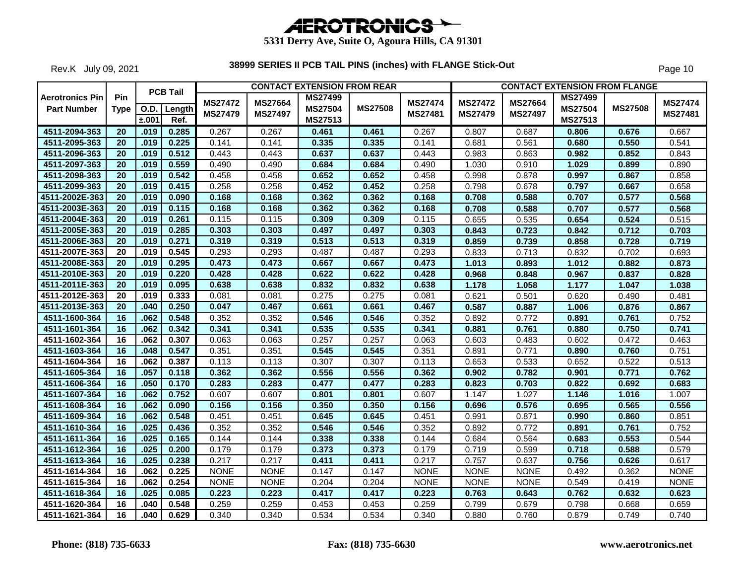# AEROTRONICS

**5331 Derry Ave, Suite O, Agoura Hills, CA 91301**

Rev.K July 09, 2021

**38999 SERIES II PCB TAIL PINS (inches) with FLANGE Stick-Out**

| Aerotronics Pin Part Number | Pin Type | PCB Tail | | CONTACT EXTENSION FROM REAR | | | | | CONTACT EXTENSION FROM FLANGE | | | | |
|---|---|---|---|---|---|---|---|---|---|---|---|---|---|
| | | O.D. ±.001 | Length Ref. | MS27472 MS27479 | MS27664 MS27497 | MS27499 MS27504 MS27513 | MS27508 | MS27474 MS27481 | MS27472 MS27479 | MS27664 MS27497 | MS27499 MS27504 MS27513 | MS27508 | MS27474 MS27481 |
| 4511-2094-363 | 20 | .019 | 0.285 | 0.267 | 0.267 | 0.461 | 0.461 | 0.267 | 0.807 | 0.687 | 0.806 | 0.676 | 0.667 |
| 4511-2095-363 | 20 | .019 | 0.225 | 0.141 | 0.141 | 0.335 | 0.335 | 0.141 | 0.681 | 0.561 | 0.680 | 0.550 | 0.541 |
| 4511-2096-363 | 20 | .019 | 0.512 | 0.443 | 0.443 | 0.637 | 0.637 | 0.443 | 0.983 | 0.863 | 0.982 | 0.852 | 0.843 |
| 4511-2097-363 | 20 | .019 | 0.559 | 0.490 | 0.490 | 0.684 | 0.684 | 0.490 | 1.030 | 0.910 | 1.029 | 0.899 | 0.890 |
| 4511-2098-363 | 20 | .019 | 0.542 | 0.458 | 0.458 | 0.652 | 0.652 | 0.458 | 0.998 | 0.878 | 0.997 | 0.867 | 0.858 |
| 4511-2099-363 | 20 | .019 | 0.415 | 0.258 | 0.258 | 0.452 | 0.452 | 0.258 | 0.798 | 0.678 | 0.797 | 0.667 | 0.658 |
| 4511-2002E-363 | 20 | .019 | 0.090 | 0.168 | 0.168 | 0.362 | 0.362 | 0.168 | 0.708 | 0.588 | 0.707 | 0.577 | 0.568 |
| 4511-2003E-363 | 20 | .019 | 0.115 | 0.168 | 0.168 | 0.362 | 0.362 | 0.168 | 0.708 | 0.588 | 0.707 | 0.577 | 0.568 |
| 4511-2004E-363 | 20 | .019 | 0.261 | 0.115 | 0.115 | 0.309 | 0.309 | 0.115 | 0.655 | 0.535 | 0.654 | 0.524 | 0.515 |
| 4511-2005E-363 | 20 | .019 | 0.285 | 0.303 | 0.303 | 0.497 | 0.497 | 0.303 | 0.843 | 0.723 | 0.842 | 0.712 | 0.703 |
| 4511-2006E-363 | 20 | .019 | 0.271 | 0.319 | 0.319 | 0.513 | 0.513 | 0.319 | 0.859 | 0.739 | 0.858 | 0.728 | 0.719 |
| 4511-2007E-363 | 20 | .019 | 0.545 | 0.293 | 0.293 | 0.487 | 0.487 | 0.293 | 0.833 | 0.713 | 0.832 | 0.702 | 0.693 |
| 4511-2008E-363 | 20 | .019 | 0.295 | 0.473 | 0.473 | 0.667 | 0.667 | 0.473 | 1.013 | 0.893 | 1.012 | 0.882 | 0.873 |
| 4511-2010E-363 | 20 | .019 | 0.220 | 0.428 | 0.428 | 0.622 | 0.622 | 0.428 | 0.968 | 0.848 | 0.967 | 0.837 | 0.828 |
| 4511-2011E-363 | 20 | .019 | 0.095 | 0.638 | 0.638 | 0.832 | 0.832 | 0.638 | 1.178 | 1.058 | 1.177 | 1.047 | 1.038 |
| 4511-2012E-363 | 20 | .019 | 0.333 | 0.081 | 0.081 | 0.275 | 0.275 | 0.081 | 0.621 | 0.501 | 0.620 | 0.490 | 0.481 |
| 4511-2013E-363 | 20 | .040 | 0.250 | 0.047 | 0.467 | 0.661 | 0.661 | 0.467 | 0.587 | 0.887 | 1.006 | 0.876 | 0.867 |
| 4511-1600-364 | 16 | .062 | 0.548 | 0.352 | 0.352 | 0.546 | 0.546 | 0.352 | 0.892 | 0.772 | 0.891 | 0.761 | 0.752 |
| 4511-1601-364 | 16 | .062 | 0.342 | 0.341 | 0.341 | 0.535 | 0.535 | 0.341 | 0.881 | 0.761 | 0.880 | 0.750 | 0.741 |
| 4511-1602-364 | 16 | .062 | 0.307 | 0.063 | 0.063 | 0.257 | 0.257 | 0.063 | 0.603 | 0.483 | 0.602 | 0.472 | 0.463 |
| 4511-1603-364 | 16 | .048 | 0.547 | 0.351 | 0.351 | 0.545 | 0.545 | 0.351 | 0.891 | 0.771 | 0.890 | 0.760 | 0.751 |
| 4511-1604-364 | 16 | .062 | 0.387 | 0.113 | 0.113 | 0.307 | 0.307 | 0.113 | 0.653 | 0.533 | 0.652 | 0.522 | 0.513 |
| 4511-1605-364 | 16 | .057 | 0.118 | 0.362 | 0.362 | 0.556 | 0.556 | 0.362 | 0.902 | 0.782 | 0.901 | 0.771 | 0.762 |
| 4511-1606-364 | 16 | .050 | 0.170 | 0.283 | 0.283 | 0.477 | 0.477 | 0.283 | 0.823 | 0.703 | 0.822 | 0.692 | 0.683 |
| 4511-1607-364 | 16 | .062 | 0.752 | 0.607 | 0.607 | 0.801 | 0.801 | 0.607 | 1.147 | 1.027 | 1.146 | 1.016 | 1.007 |
| 4511-1608-364 | 16 | .062 | 0.090 | 0.156 | 0.156 | 0.350 | 0.350 | 0.156 | 0.696 | 0.576 | 0.695 | 0.565 | 0.556 |
| 4511-1609-364 | 16 | .062 | 0.548 | 0.451 | 0.451 | 0.645 | 0.645 | 0.451 | 0.991 | 0.871 | 0.990 | 0.860 | 0.851 |
| 4511-1610-364 | 16 | .025 | 0.436 | 0.352 | 0.352 | 0.546 | 0.546 | 0.352 | 0.892 | 0.772 | 0.891 | 0.761 | 0.752 |
| 4511-1611-364 | 16 | .025 | 0.165 | 0.144 | 0.144 | 0.338 | 0.338 | 0.144 | 0.684 | 0.564 | 0.683 | 0.553 | 0.544 |
| 4511-1612-364 | 16 | .025 | 0.200 | 0.179 | 0.179 | 0.373 | 0.373 | 0.179 | 0.719 | 0.599 | 0.718 | 0.588 | 0.579 |
| 4511-1613-364 | 16 | .025 | 0.238 | 0.217 | 0.217 | 0.411 | 0.411 | 0.217 | 0.757 | 0.637 | 0.756 | 0.626 | 0.617 |
| 4511-1614-364 | 16 | .062 | 0.225 | NONE | NONE | 0.147 | 0.147 | NONE | NONE | NONE | 0.492 | 0.362 | NONE |
| 4511-1615-364 | 16 | .062 | 0.254 | NONE | NONE | 0.204 | 0.204 | NONE | NONE | NONE | 0.549 | 0.419 | NONE |
| 4511-1618-364 | 16 | .025 | 0.085 | 0.223 | 0.223 | 0.417 | 0.417 | 0.223 | 0.763 | 0.643 | 0.762 | 0.632 | 0.623 |
| 4511-1620-364 | 16 | .040 | 0.548 | 0.259 | 0.259 | 0.453 | 0.453 | 0.259 | 0.799 | 0.679 | 0.798 | 0.668 | 0.659 |
| 4511-1621-364 | 16 | .040 | 0.629 | 0.340 | 0.340 | 0.534 | 0.534 | 0.340 | 0.880 | 0.760 | 0.879 | 0.749 | 0.740 |

**Phone: (818) 735-6633** **Fax: (818) 735-6630** **www.aerotronics.net**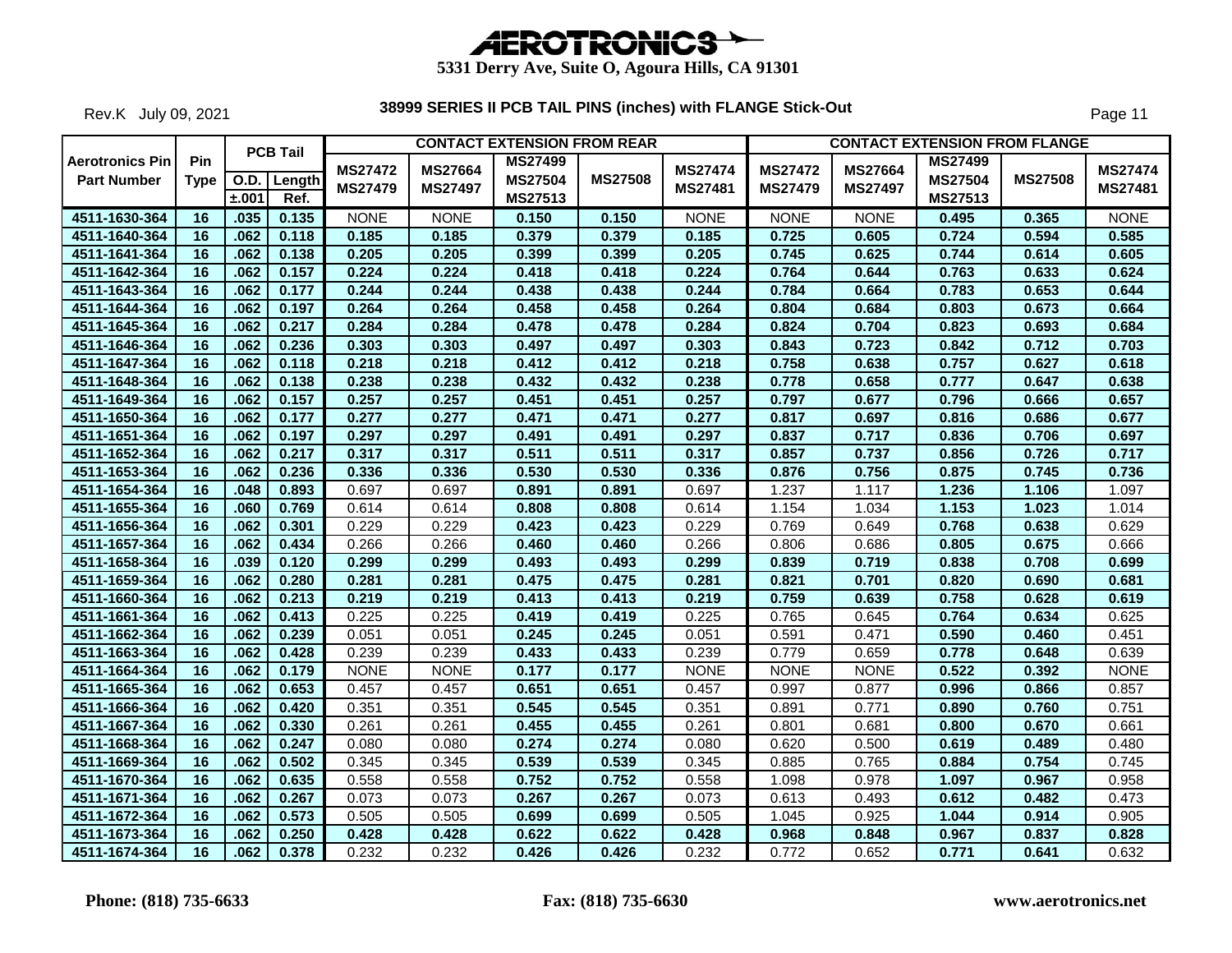# AEROTRONICS

**5331 Derry Ave, Suite O, Agoura Hills, CA 91301**

Rev.K July 09, 2021

## 38999 SERIES II PCB TAIL PINS (inches) with FLANGE Stick-Out

| Aerotronics Pin Part Number | Pin Type | PCB Tail O.D. ±.001 | PCB Tail Length Ref. | CONTACT EXTENSION FROM REAR MS27472 MS27479 | MS27664 MS27497 | MS27499 MS27504 MS27513 | MS27508 | MS27474 MS27481 | CONTACT EXTENSION FROM FLANGE MS27472 MS27479 | MS27664 MS27497 | MS27499 MS27504 MS27513 | MS27508 | MS27474 MS27481 |
|---|---|---|---|---|---|---|---|---|---|---|---|---|---|
| 4511-1630-364 | 16 | .035 | 0.135 | NONE | NONE | 0.150 | 0.150 | NONE | NONE | NONE | 0.495 | 0.365 | NONE |
| 4511-1640-364 | 16 | .062 | 0.118 | 0.185 | 0.185 | 0.379 | 0.379 | 0.185 | 0.725 | 0.605 | 0.724 | 0.594 | 0.585 |
| 4511-1641-364 | 16 | .062 | 0.138 | 0.205 | 0.205 | 0.399 | 0.399 | 0.205 | 0.745 | 0.625 | 0.744 | 0.614 | 0.605 |
| 4511-1642-364 | 16 | .062 | 0.157 | 0.224 | 0.224 | 0.418 | 0.418 | 0.224 | 0.764 | 0.644 | 0.763 | 0.633 | 0.624 |
| 4511-1643-364 | 16 | .062 | 0.177 | 0.244 | 0.244 | 0.438 | 0.438 | 0.244 | 0.784 | 0.664 | 0.783 | 0.653 | 0.644 |
| 4511-1644-364 | 16 | .062 | 0.197 | 0.264 | 0.264 | 0.458 | 0.458 | 0.264 | 0.804 | 0.684 | 0.803 | 0.673 | 0.664 |
| 4511-1645-364 | 16 | .062 | 0.217 | 0.284 | 0.284 | 0.478 | 0.478 | 0.284 | 0.824 | 0.704 | 0.823 | 0.693 | 0.684 |
| 4511-1646-364 | 16 | .062 | 0.236 | 0.303 | 0.303 | 0.497 | 0.497 | 0.303 | 0.843 | 0.723 | 0.842 | 0.712 | 0.703 |
| 4511-1647-364 | 16 | .062 | 0.118 | 0.218 | 0.218 | 0.412 | 0.412 | 0.218 | 0.758 | 0.638 | 0.757 | 0.627 | 0.618 |
| 4511-1648-364 | 16 | .062 | 0.138 | 0.238 | 0.238 | 0.432 | 0.432 | 0.238 | 0.778 | 0.658 | 0.777 | 0.647 | 0.638 |
| 4511-1649-364 | 16 | .062 | 0.157 | 0.257 | 0.257 | 0.451 | 0.451 | 0.257 | 0.797 | 0.677 | 0.796 | 0.666 | 0.657 |
| 4511-1650-364 | 16 | .062 | 0.177 | 0.277 | 0.277 | 0.471 | 0.471 | 0.277 | 0.817 | 0.697 | 0.816 | 0.686 | 0.677 |
| 4511-1651-364 | 16 | .062 | 0.197 | 0.297 | 0.297 | 0.491 | 0.491 | 0.297 | 0.837 | 0.717 | 0.836 | 0.706 | 0.697 |
| 4511-1652-364 | 16 | .062 | 0.217 | 0.317 | 0.317 | 0.511 | 0.511 | 0.317 | 0.857 | 0.737 | 0.856 | 0.726 | 0.717 |
| 4511-1653-364 | 16 | .062 | 0.236 | 0.336 | 0.336 | 0.530 | 0.530 | 0.336 | 0.876 | 0.756 | 0.875 | 0.745 | 0.736 |
| 4511-1654-364 | 16 | .048 | 0.893 | 0.697 | 0.697 | 0.891 | 0.891 | 0.697 | 1.237 | 1.117 | 1.236 | 1.106 | 1.097 |
| 4511-1655-364 | 16 | .060 | 0.769 | 0.614 | 0.614 | 0.808 | 0.808 | 0.614 | 1.154 | 1.034 | 1.153 | 1.023 | 1.014 |
| 4511-1656-364 | 16 | .062 | 0.301 | 0.229 | 0.229 | 0.423 | 0.423 | 0.229 | 0.769 | 0.649 | 0.768 | 0.638 | 0.629 |
| 4511-1657-364 | 16 | .062 | 0.434 | 0.266 | 0.266 | 0.460 | 0.460 | 0.266 | 0.806 | 0.686 | 0.805 | 0.675 | 0.666 |
| 4511-1658-364 | 16 | .039 | 0.120 | 0.299 | 0.299 | 0.493 | 0.493 | 0.299 | 0.839 | 0.719 | 0.838 | 0.708 | 0.699 |
| 4511-1659-364 | 16 | .062 | 0.280 | 0.281 | 0.281 | 0.475 | 0.475 | 0.281 | 0.821 | 0.701 | 0.820 | 0.690 | 0.681 |
| 4511-1660-364 | 16 | .062 | 0.213 | 0.219 | 0.219 | 0.413 | 0.413 | 0.219 | 0.759 | 0.639 | 0.758 | 0.628 | 0.619 |
| 4511-1661-364 | 16 | .062 | 0.413 | 0.225 | 0.225 | 0.419 | 0.419 | 0.225 | 0.765 | 0.645 | 0.764 | 0.634 | 0.625 |
| 4511-1662-364 | 16 | .062 | 0.239 | 0.051 | 0.051 | 0.245 | 0.245 | 0.051 | 0.591 | 0.471 | 0.590 | 0.460 | 0.451 |
| 4511-1663-364 | 16 | .062 | 0.428 | 0.239 | 0.239 | 0.433 | 0.433 | 0.239 | 0.779 | 0.659 | 0.778 | 0.648 | 0.639 |
| 4511-1664-364 | 16 | .062 | 0.179 | NONE | NONE | 0.177 | 0.177 | NONE | NONE | NONE | 0.522 | 0.392 | NONE |
| 4511-1665-364 | 16 | .062 | 0.653 | 0.457 | 0.457 | 0.651 | 0.651 | 0.457 | 0.997 | 0.877 | 0.996 | 0.866 | 0.857 |
| 4511-1666-364 | 16 | .062 | 0.420 | 0.351 | 0.351 | 0.545 | 0.545 | 0.351 | 0.891 | 0.771 | 0.890 | 0.760 | 0.751 |
| 4511-1667-364 | 16 | .062 | 0.330 | 0.261 | 0.261 | 0.455 | 0.455 | 0.261 | 0.801 | 0.681 | 0.800 | 0.670 | 0.661 |
| 4511-1668-364 | 16 | .062 | 0.247 | 0.080 | 0.080 | 0.274 | 0.274 | 0.080 | 0.620 | 0.500 | 0.619 | 0.489 | 0.480 |
| 4511-1669-364 | 16 | .062 | 0.502 | 0.345 | 0.345 | 0.539 | 0.539 | 0.345 | 0.885 | 0.765 | 0.884 | 0.754 | 0.745 |
| 4511-1670-364 | 16 | .062 | 0.635 | 0.558 | 0.558 | 0.752 | 0.752 | 0.558 | 1.098 | 0.978 | 1.097 | 0.967 | 0.958 |
| 4511-1671-364 | 16 | .062 | 0.267 | 0.073 | 0.073 | 0.267 | 0.267 | 0.073 | 0.613 | 0.493 | 0.612 | 0.482 | 0.473 |
| 4511-1672-364 | 16 | .062 | 0.573 | 0.505 | 0.505 | 0.699 | 0.699 | 0.505 | 1.045 | 0.925 | 1.044 | 0.914 | 0.905 |
| 4511-1673-364 | 16 | .062 | 0.250 | 0.428 | 0.428 | 0.622 | 0.622 | 0.428 | 0.968 | 0.848 | 0.967 | 0.837 | 0.828 |
| 4511-1674-364 | 16 | .062 | 0.378 | 0.232 | 0.232 | 0.426 | 0.426 | 0.232 | 0.772 | 0.652 | 0.771 | 0.641 | 0.632 |

**Phone: (818) 735-6633** **Fax: (818) 735-6630** **www.aerotronics.net**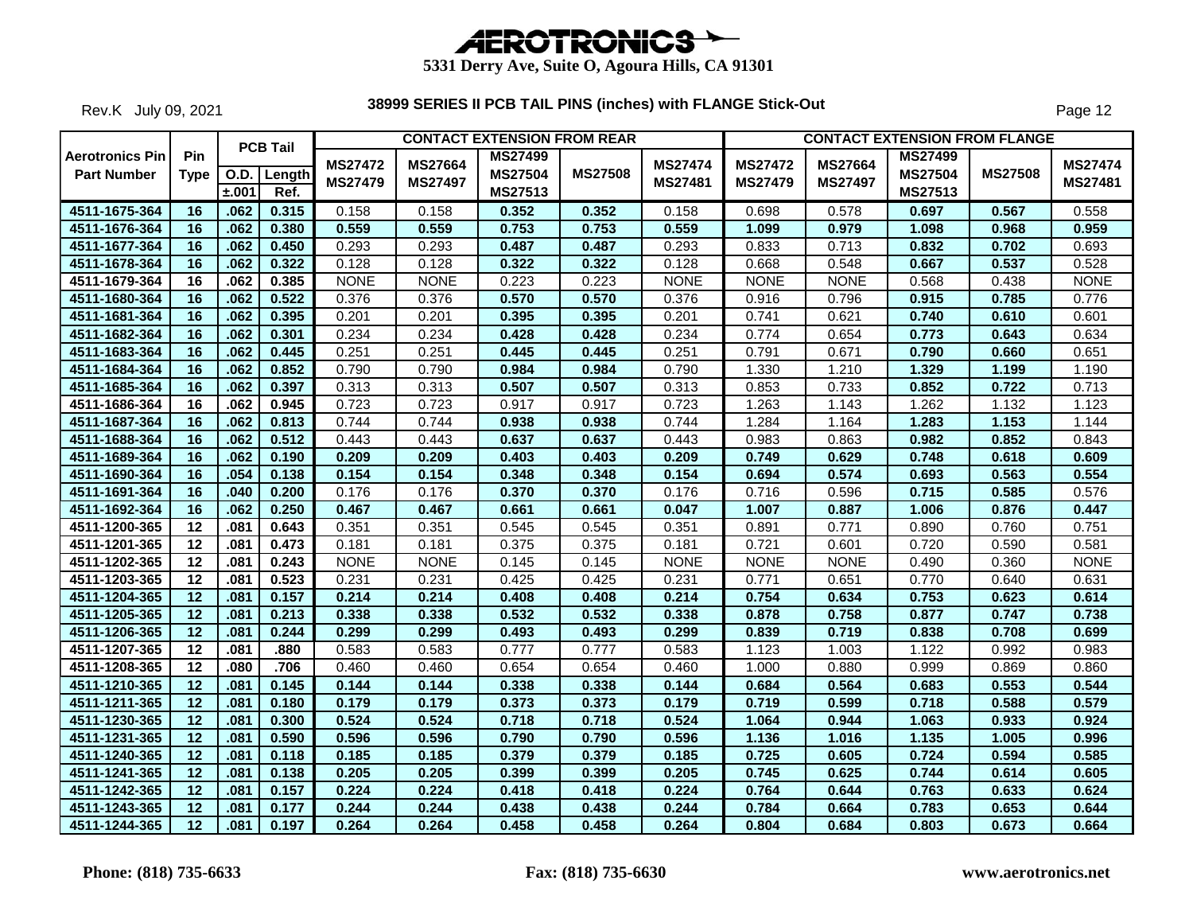# AEROTRONICS

**5331 Derry Ave, Suite O, Agoura Hills, CA 91301**

Rev.K July 09, 2021

## 38999 SERIES II PCB TAIL PINS (inches) with FLANGE Stick-Out

| Aerotronics Pin Part Number | Pin Type | PCB Tail O.D. ±.001 | PCB Tail Length Ref. | CONTACT EXTENSION FROM REAR MS27472 MS27479 | MS27664 MS27497 | MS27499 MS27504 MS27513 | MS27508 | MS27474 MS27481 | CONTACT EXTENSION FROM FLANGE MS27472 MS27479 | MS27664 MS27497 | MS27499 MS27504 MS27513 | MS27508 | MS27474 MS27481 |
|---|---|---|---|---|---|---|---|---|---|---|---|---|---|
| 4511-1675-364 | 16 | .062 | 0.315 | 0.158 | 0.158 | **0.352** | **0.352** | 0.158 | 0.698 | 0.578 | **0.697** | **0.567** | 0.558 |
| 4511-1676-364 | 16 | .062 | 0.380 | **0.559** | **0.559** | **0.753** | **0.753** | **0.559** | **1.099** | **0.979** | **1.098** | **0.968** | **0.959** |
| 4511-1677-364 | 16 | .062 | 0.450 | 0.293 | 0.293 | **0.487** | **0.487** | 0.293 | 0.833 | 0.713 | **0.832** | **0.702** | 0.693 |
| 4511-1678-364 | 16 | .062 | 0.322 | 0.128 | 0.128 | **0.322** | **0.322** | 0.128 | 0.668 | 0.548 | **0.667** | **0.537** | 0.528 |
| 4511-1679-364 | 16 | .062 | 0.385 | NONE | NONE | 0.223 | 0.223 | NONE | NONE | NONE | 0.568 | 0.438 | NONE |
| 4511-1680-364 | 16 | .062 | 0.522 | 0.376 | 0.376 | **0.570** | **0.570** | 0.376 | 0.916 | 0.796 | **0.915** | **0.785** | 0.776 |
| 4511-1681-364 | 16 | .062 | 0.395 | 0.201 | 0.201 | **0.395** | **0.395** | 0.201 | 0.741 | 0.621 | **0.740** | **0.610** | 0.601 |
| 4511-1682-364 | 16 | .062 | 0.301 | 0.234 | 0.234 | **0.428** | **0.428** | 0.234 | 0.774 | 0.654 | **0.773** | **0.643** | 0.634 |
| 4511-1683-364 | 16 | .062 | 0.445 | 0.251 | 0.251 | **0.445** | **0.445** | 0.251 | 0.791 | 0.671 | **0.790** | **0.660** | 0.651 |
| 4511-1684-364 | 16 | .062 | 0.852 | 0.790 | 0.790 | **0.984** | **0.984** | 0.790 | 1.330 | 1.210 | **1.329** | **1.199** | 1.190 |
| 4511-1685-364 | 16 | .062 | 0.397 | 0.313 | 0.313 | **0.507** | **0.507** | 0.313 | 0.853 | 0.733 | **0.852** | **0.722** | 0.713 |
| 4511-1686-364 | 16 | .062 | 0.945 | 0.723 | 0.723 | 0.917 | 0.917 | 0.723 | 1.263 | 1.143 | 1.262 | 1.132 | 1.123 |
| 4511-1687-364 | 16 | .062 | 0.813 | 0.744 | 0.744 | **0.938** | **0.938** | 0.744 | 1.284 | 1.164 | **1.283** | **1.153** | 1.144 |
| 4511-1688-364 | 16 | .062 | 0.512 | 0.443 | 0.443 | **0.637** | **0.637** | 0.443 | 0.983 | 0.863 | **0.982** | **0.852** | 0.843 |
| 4511-1689-364 | 16 | .062 | 0.190 | **0.209** | **0.209** | **0.403** | **0.403** | **0.209** | **0.749** | **0.629** | **0.748** | **0.618** | **0.609** |
| 4511-1690-364 | 16 | .054 | 0.138 | **0.154** | **0.154** | **0.348** | **0.348** | **0.154** | **0.694** | **0.574** | **0.693** | **0.563** | **0.554** |
| 4511-1691-364 | 16 | .040 | 0.200 | 0.176 | 0.176 | **0.370** | **0.370** | 0.176 | 0.716 | 0.596 | **0.715** | **0.585** | 0.576 |
| 4511-1692-364 | 16 | .062 | 0.250 | **0.467** | **0.467** | **0.661** | **0.661** | **0.047** | **1.007** | **0.887** | **1.006** | **0.876** | **0.447** |
| 4511-1200-365 | 12 | .081 | 0.643 | 0.351 | 0.351 | 0.545 | 0.545 | 0.351 | 0.891 | 0.771 | 0.890 | 0.760 | 0.751 |
| 4511-1201-365 | 12 | .081 | 0.473 | 0.181 | 0.181 | 0.375 | 0.375 | 0.181 | 0.721 | 0.601 | 0.720 | 0.590 | 0.581 |
| 4511-1202-365 | 12 | .081 | 0.243 | NONE | NONE | 0.145 | 0.145 | NONE | NONE | NONE | 0.490 | 0.360 | NONE |
| 4511-1203-365 | 12 | .081 | 0.523 | 0.231 | 0.231 | 0.425 | 0.425 | 0.231 | 0.771 | 0.651 | 0.770 | 0.640 | 0.631 |
| 4511-1204-365 | 12 | .081 | 0.157 | **0.214** | **0.214** | **0.408** | **0.408** | **0.214** | **0.754** | **0.634** | **0.753** | **0.623** | **0.614** |
| 4511-1205-365 | 12 | .081 | 0.213 | **0.338** | **0.338** | **0.532** | **0.532** | **0.338** | **0.878** | **0.758** | **0.877** | **0.747** | **0.738** |
| 4511-1206-365 | 12 | .081 | 0.244 | **0.299** | **0.299** | **0.493** | **0.493** | **0.299** | **0.839** | **0.719** | **0.838** | **0.708** | **0.699** |
| 4511-1207-365 | 12 | .081 | .880 | 0.583 | 0.583 | 0.777 | 0.777 | 0.583 | 1.123 | 1.003 | 1.122 | 0.992 | 0.983 |
| 4511-1208-365 | 12 | .080 | .706 | 0.460 | 0.460 | 0.654 | 0.654 | 0.460 | 1.000 | 0.880 | 0.999 | 0.869 | 0.860 |
| 4511-1210-365 | 12 | .081 | 0.145 | **0.144** | **0.144** | **0.338** | **0.338** | **0.144** | **0.684** | **0.564** | **0.683** | **0.553** | **0.544** |
| 4511-1211-365 | 12 | .081 | 0.180 | **0.179** | **0.179** | **0.373** | **0.373** | **0.179** | **0.719** | **0.599** | **0.718** | **0.588** | **0.579** |
| 4511-1230-365 | 12 | .081 | 0.300 | **0.524** | **0.524** | **0.718** | **0.718** | **0.524** | **1.064** | **0.944** | **1.063** | **0.933** | **0.924** |
| 4511-1231-365 | 12 | .081 | 0.590 | **0.596** | **0.596** | **0.790** | **0.790** | **0.596** | **1.136** | **1.016** | **1.135** | **1.005** | **0.996** |
| 4511-1240-365 | 12 | .081 | 0.118 | **0.185** | **0.185** | **0.379** | **0.379** | **0.185** | **0.725** | **0.605** | **0.724** | **0.594** | **0.585** |
| 4511-1241-365 | 12 | .081 | 0.138 | **0.205** | **0.205** | **0.399** | **0.399** | **0.205** | **0.745** | **0.625** | **0.744** | **0.614** | **0.605** |
| 4511-1242-365 | 12 | .081 | 0.157 | **0.224** | **0.224** | **0.418** | **0.418** | **0.224** | **0.764** | **0.644** | **0.763** | **0.633** | **0.624** |
| 4511-1243-365 | 12 | .081 | 0.177 | **0.244** | **0.244** | **0.438** | **0.438** | **0.244** | **0.784** | **0.664** | **0.783** | **0.653** | **0.644** |
| 4511-1244-365 | 12 | .081 | 0.197 | **0.264** | **0.264** | **0.458** | **0.458** | **0.264** | **0.804** | **0.684** | **0.803** | **0.673** | **0.664** |

**Phone: (818) 735-6633** **Fax: (818) 735-6630** **www.aerotronics.net**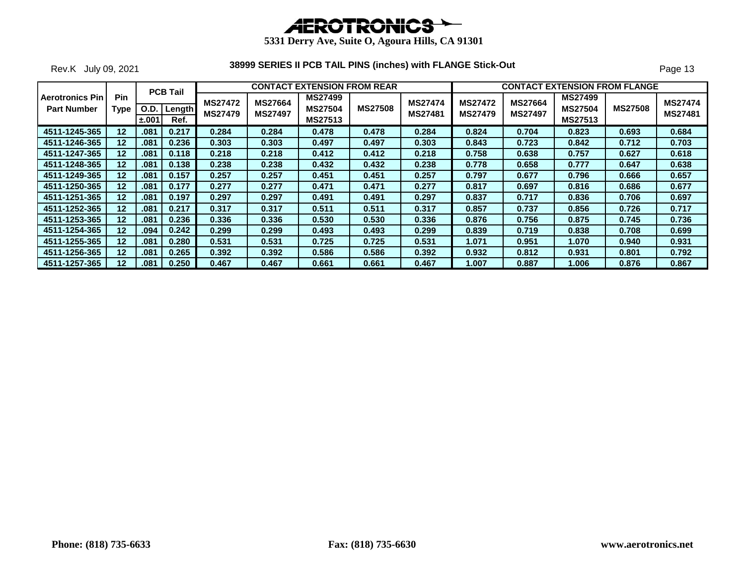# AEROTRONICS

5331 Derry Ave, Suite O, Agoura Hills, CA 91301

Rev.K July 09, 2021

## 38999 SERIES II PCB TAIL PINS (inches) with FLANGE Stick-Out

| Aerotronics Pin Part Number | Pin Type | PCB Tail | | CONTACT EXTENSION FROM REAR | | | | | CONTACT EXTENSION FROM FLANGE | | | | |
|---|---|---|---|---|---|---|---|---|---|---|---|---|---|
| | | O.D. ±.001 | Length Ref. | MS27472 MS27479 | MS27664 MS27497 | MS27499 MS27504 MS27513 | MS27508 | MS27474 MS27481 | MS27472 MS27479 | MS27664 MS27497 | MS27499 MS27504 MS27513 | MS27508 | MS27474 MS27481 |
| 4511-1245-365 | 12 | .081 | 0.217 | 0.284 | 0.284 | 0.478 | 0.478 | 0.284 | 0.824 | 0.704 | 0.823 | 0.693 | 0.684 |
| 4511-1246-365 | 12 | .081 | 0.236 | 0.303 | 0.303 | 0.497 | 0.497 | 0.303 | 0.843 | 0.723 | 0.842 | 0.712 | 0.703 |
| 4511-1247-365 | 12 | .081 | 0.118 | 0.218 | 0.218 | 0.412 | 0.412 | 0.218 | 0.758 | 0.638 | 0.757 | 0.627 | 0.618 |
| 4511-1248-365 | 12 | .081 | 0.138 | 0.238 | 0.238 | 0.432 | 0.432 | 0.238 | 0.778 | 0.658 | 0.777 | 0.647 | 0.638 |
| 4511-1249-365 | 12 | .081 | 0.157 | 0.257 | 0.257 | 0.451 | 0.451 | 0.257 | 0.797 | 0.677 | 0.796 | 0.666 | 0.657 |
| 4511-1250-365 | 12 | .081 | 0.177 | 0.277 | 0.277 | 0.471 | 0.471 | 0.277 | 0.817 | 0.697 | 0.816 | 0.686 | 0.677 |
| 4511-1251-365 | 12 | .081 | 0.197 | 0.297 | 0.297 | 0.491 | 0.491 | 0.297 | 0.837 | 0.717 | 0.836 | 0.706 | 0.697 |
| 4511-1252-365 | 12 | .081 | 0.217 | 0.317 | 0.317 | 0.511 | 0.511 | 0.317 | 0.857 | 0.737 | 0.856 | 0.726 | 0.717 |
| 4511-1253-365 | 12 | .081 | 0.236 | 0.336 | 0.336 | 0.530 | 0.530 | 0.336 | 0.876 | 0.756 | 0.875 | 0.745 | 0.736 |
| 4511-1254-365 | 12 | .094 | 0.242 | 0.299 | 0.299 | 0.493 | 0.493 | 0.299 | 0.839 | 0.719 | 0.838 | 0.708 | 0.699 |
| 4511-1255-365 | 12 | .081 | 0.280 | 0.531 | 0.531 | 0.725 | 0.725 | 0.531 | 1.071 | 0.951 | 1.070 | 0.940 | 0.931 |
| 4511-1256-365 | 12 | .081 | 0.265 | 0.392 | 0.392 | 0.586 | 0.586 | 0.392 | 0.932 | 0.812 | 0.931 | 0.801 | 0.792 |
| 4511-1257-365 | 12 | .081 | 0.250 | 0.467 | 0.467 | 0.661 | 0.661 | 0.467 | 1.007 | 0.887 | 1.006 | 0.876 | 0.867 |

Phone: (818) 735-6633    Fax: (818) 735-6630    www.aerotronics.net